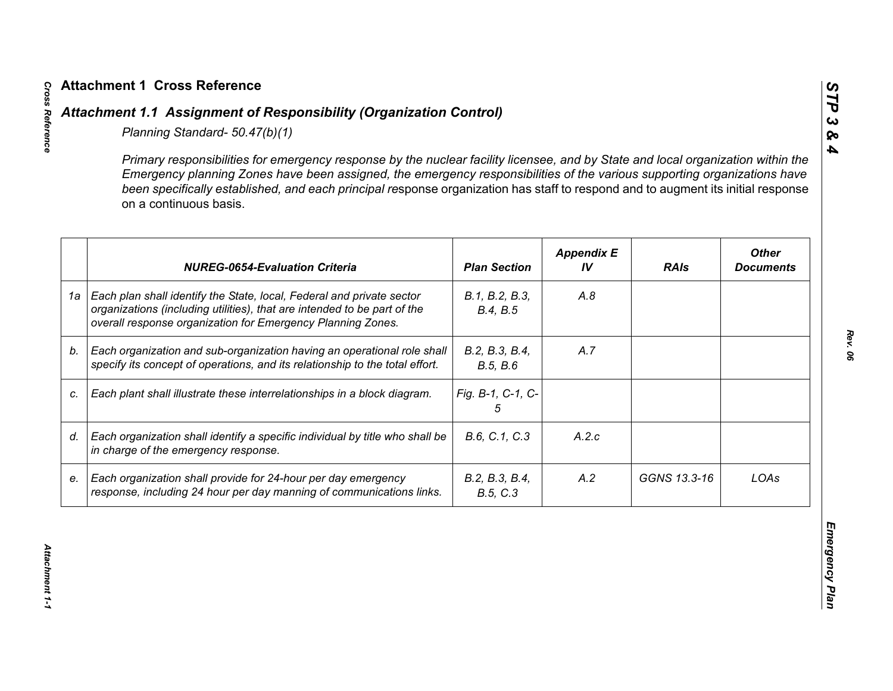# Attachment 1 Cross Reference

## *Attachment 1.1 Assignment of Responsibility (Organization Control)*

*Planning Standard- 50.47(b)(1)*

*Primary responsibilities for emergency response by the nuclear facility licensee, and by State and local organization within the Emergency planning Zones have been assigned, the emergency responsibilities of the various supporting organizations have been specifically established, and each principal re*sponse organization has staff to respond and to augment its initial response on a continuous basis.

| | NUREG-0654-Evaluation Criteria | Plan Section | Appendix E IV | RAIs | Other Documents |
|---|---|---|---|---|---|
| 1a | *Each plan shall identify the State, local, Federal and private sector organizations (including utilities), that are intended to be part of the overall response organization for Emergency Planning Zones.* | *B.1, B.2, B.3, B.4, B.5* | *A.8* | | |
| b. | *Each organization and sub-organization having an operational role shall specify its concept of operations, and its relationship to the total effort.* | *B.2, B.3, B.4, B.5, B.6* | *A.7* | | |
| c. | *Each plant shall illustrate these interrelationships in a block diagram.* | *Fig. B-1, C-1, C-5* | | | |
| d. | *Each organization shall identify a specific individual by title who shall be in charge of the emergency response.* | *B.6, C.1, C.3* | *A.2.c* | | |
| e. | *Each organization shall provide for 24-hour per day emergency response, including 24 hour per day manning of communications links.* | *B.2, B.3, B.4, B.5, C.3* | *A.2* | *GGNS 13.3-16* | *LOAs* |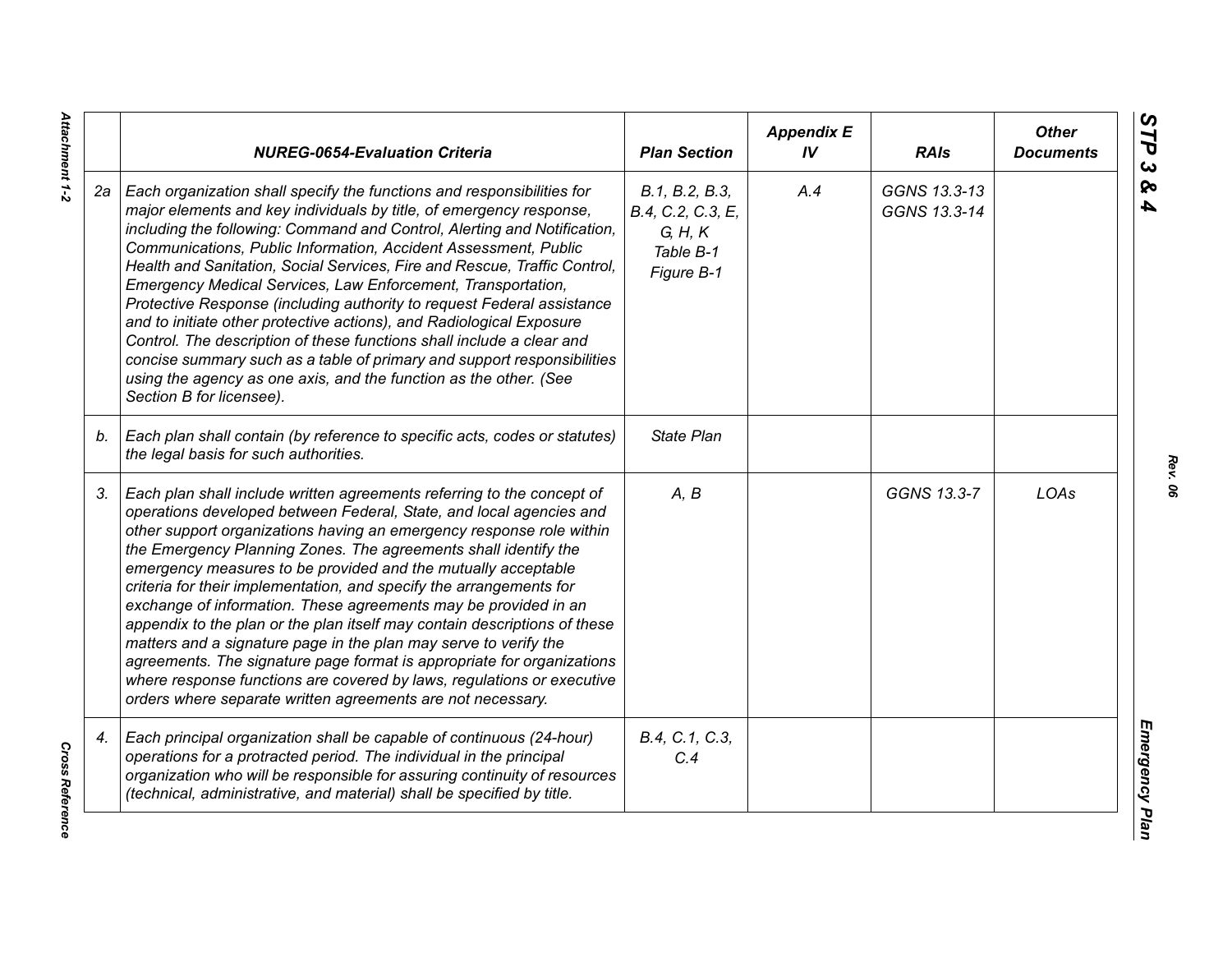| | NUREG-0654-Evaluation Criteria | Plan Section | Appendix E IV | RAIs | Other Documents |
|---|---|---|---|---|---|
| 2a | *Each organization shall specify the functions and responsibilities for major elements and key individuals by title, of emergency response, including the following: Command and Control, Alerting and Notification, Communications, Public Information, Accident Assessment, Public Health and Sanitation, Social Services, Fire and Rescue, Traffic Control, Emergency Medical Services, Law Enforcement, Transportation, Protective Response (including authority to request Federal assistance and to initiate other protective actions), and Radiological Exposure Control. The description of these functions shall include a clear and concise summary such as a table of primary and support responsibilities using the agency as one axis, and the function as the other. (See Section B for licensee).* | *B.1, B.2, B.3, B.4, C.2, C.3, E, G, H, K Table B-1 Figure B-1* | *A.4* | *GGNS 13.3-13 GGNS 13.3-14* | |
| b. | *Each plan shall contain (by reference to specific acts, codes or statutes) the legal basis for such authorities.* | *State Plan* | | | |
| 3. | *Each plan shall include written agreements referring to the concept of operations developed between Federal, State, and local agencies and other support organizations having an emergency response role within the Emergency Planning Zones. The agreements shall identify the emergency measures to be provided and the mutually acceptable criteria for their implementation, and specify the arrangements for exchange of information. These agreements may be provided in an appendix to the plan or the plan itself may contain descriptions of these matters and a signature page in the plan may serve to verify the agreements. The signature page format is appropriate for organizations where response functions are covered by laws, regulations or executive orders where separate written agreements are not necessary.* | *A, B* | | *GGNS 13.3-7* | *LOAs* |
| 4. | *Each principal organization shall be capable of continuous (24-hour) operations for a protracted period. The individual in the principal organization who will be responsible for assuring continuity of resources (technical, administrative, and material) shall be specified by title.* | *B.4, C.1, C.3, C.4* | | | |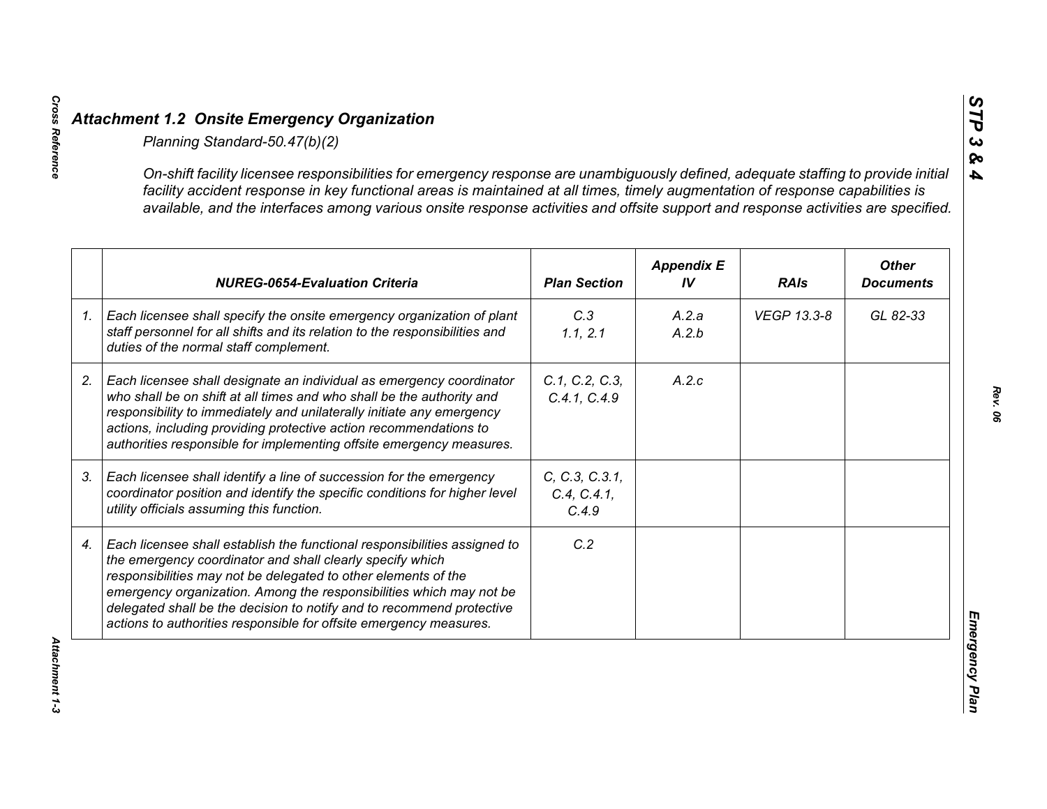## *Attachment 1.2 Onsite Emergency Organization*

*Planning Standard-50.47(b)(2)*

*On-shift facility licensee responsibilities for emergency response are unambiguously defined, adequate staffing to provide initial facility accident response in key functional areas is maintained at all times, timely augmentation of response capabilities is available, and the interfaces among various onsite response activities and offsite support and response activities are specified.*

| | NUREG-0654-Evaluation Criteria | Plan Section | Appendix E IV | RAIs | Other Documents |
|---|---|---|---|---|---|
| 1. | *Each licensee shall specify the onsite emergency organization of plant staff personnel for all shifts and its relation to the responsibilities and duties of the normal staff complement.* | C.3<br>1.1, 2.1 | A.2.a<br>A.2.b | VEGP 13.3-8 | GL 82-33 |
| 2. | *Each licensee shall designate an individual as emergency coordinator who shall be on shift at all times and who shall be the authority and responsibility to immediately and unilaterally initiate any emergency actions, including providing protective action recommendations to authorities responsible for implementing offsite emergency measures.* | C.1, C.2, C.3, C.4.1, C.4.9 | A.2.c | | |
| 3. | *Each licensee shall identify a line of succession for the emergency coordinator position and identify the specific conditions for higher level utility officials assuming this function.* | C, C.3, C.3.1, C.4, C.4.1, C.4.9 | | | |
| 4. | *Each licensee shall establish the functional responsibilities assigned to the emergency coordinator and shall clearly specify which responsibilities may not be delegated to other elements of the emergency organization. Among the responsibilities which may not be delegated shall be the decision to notify and to recommend protective actions to authorities responsible for offsite emergency measures.* | C.2 | | | |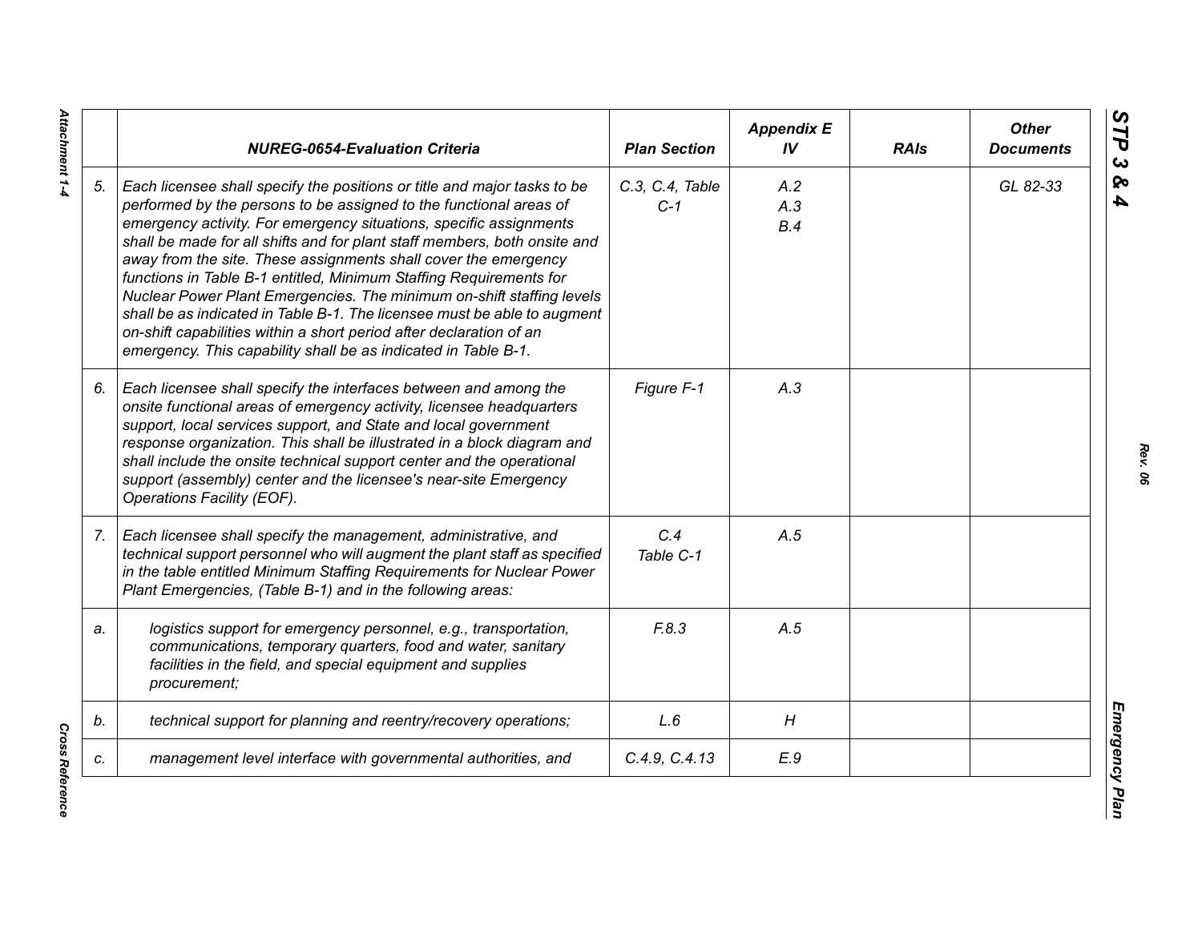| | NUREG-0654-Evaluation Criteria | Plan Section | Appendix E IV | RAIs | Other Documents |
|---|---|---|---|---|---|
| 5. | *Each licensee shall specify the positions or title and major tasks to be performed by the persons to be assigned to the functional areas of emergency activity. For emergency situations, specific assignments shall be made for all shifts and for plant staff members, both onsite and away from the site. These assignments shall cover the emergency functions in Table B-1 entitled, Minimum Staffing Requirements for Nuclear Power Plant Emergencies. The minimum on-shift staffing levels shall be as indicated in Table B-1. The licensee must be able to augment on-shift capabilities within a short period after declaration of an emergency. This capability shall be as indicated in Table B-1.* | C.3, C.4, Table C-1 | A.2<br>A.3<br>B.4 | | GL 82-33 |
| 6. | *Each licensee shall specify the interfaces between and among the onsite functional areas of emergency activity, licensee headquarters support, local services support, and State and local government response organization. This shall be illustrated in a block diagram and shall include the onsite technical support center and the operational support (assembly) center and the licensee's near-site Emergency Operations Facility (EOF).* | Figure F-1 | A.3 | | |
| 7. | *Each licensee shall specify the management, administrative, and technical support personnel who will augment the plant staff as specified in the table entitled Minimum Staffing Requirements for Nuclear Power Plant Emergencies, (Table B-1) and in the following areas:* | C.4<br>Table C-1 | A.5 | | |
| a. | *logistics support for emergency personnel, e.g., transportation, communications, temporary quarters, food and water, sanitary facilities in the field, and special equipment and supplies procurement;* | F.8.3 | A.5 | | |
| b. | *technical support for planning and reentry/recovery operations;* | L.6 | H | | |
| c. | *management level interface with governmental authorities, and* | C.4.9, C.4.13 | E.9 | | |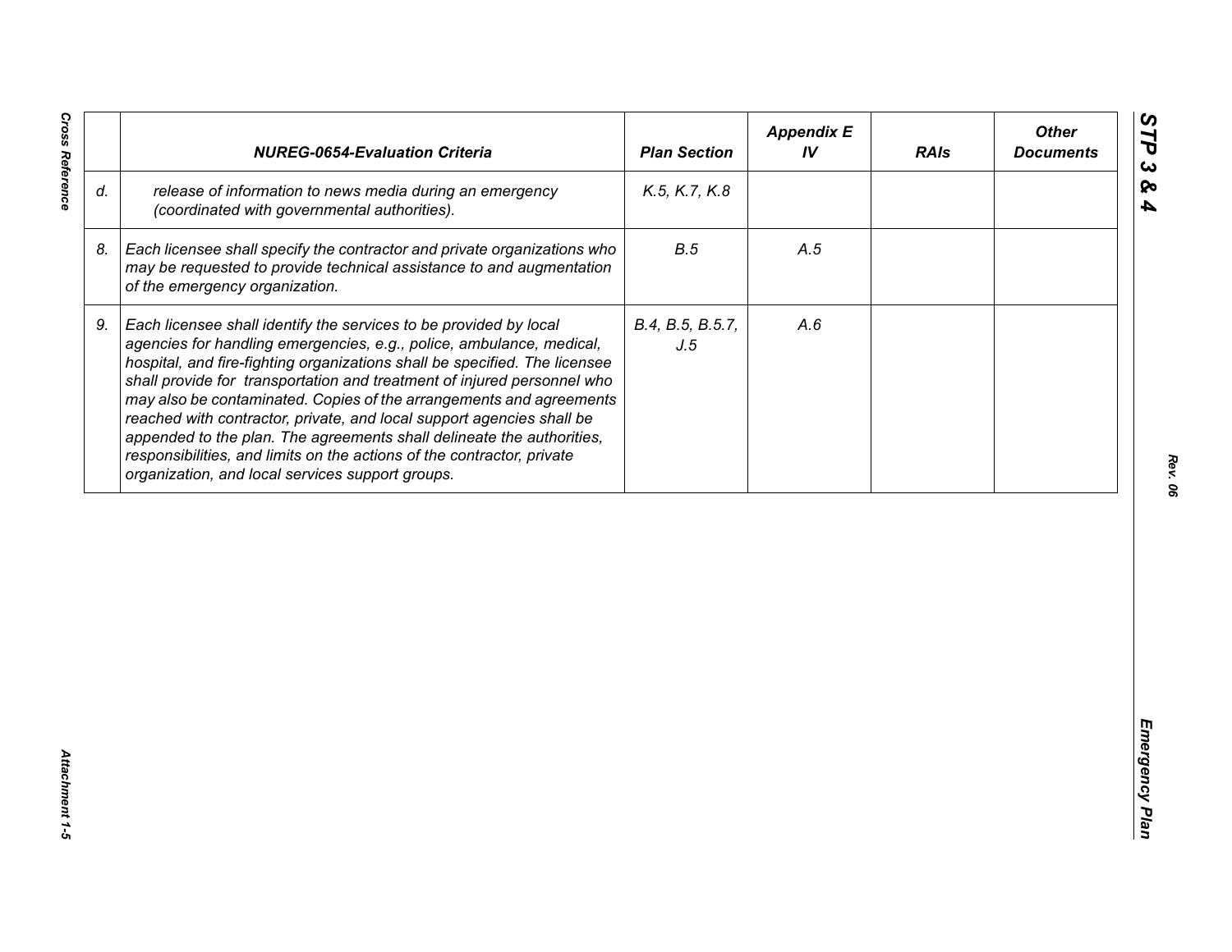| | NUREG-0654-Evaluation Criteria | Plan Section | Appendix E IV | RAIs | Other Documents |
|---|---|---|---|---|---|
| d. | release of information to news media during an emergency (coordinated with governmental authorities). | K.5, K.7, K.8 | | | |
| 8. | Each licensee shall specify the contractor and private organizations who may be requested to provide technical assistance to and augmentation of the emergency organization. | B.5 | A.5 | | |
| 9. | Each licensee shall identify the services to be provided by local agencies for handling emergencies, e.g., police, ambulance, medical, hospital, and fire-fighting organizations shall be specified. The licensee shall provide for transportation and treatment of injured personnel who may also be contaminated. Copies of the arrangements and agreements reached with contractor, private, and local support agencies shall be appended to the plan. The agreements shall delineate the authorities, responsibilities, and limits on the actions of the contractor, private organization, and local services support groups. | B.4, B.5, B.5.7, J.5 | A.6 | | |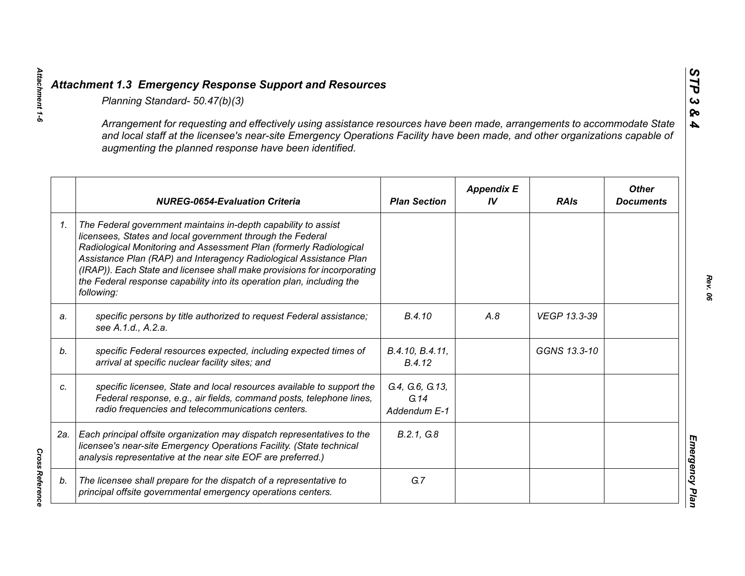## *Attachment 1.3 Emergency Response Support and Resources*

*Planning Standard- 50.47(b)(3)*

*Arrangement for requesting and effectively using assistance resources have been made, arrangements to accommodate State and local staff at the licensee's near-site Emergency Operations Facility have been made, and other organizations capable of augmenting the planned response have been identified.*

| | NUREG-0654-Evaluation Criteria | Plan Section | Appendix E IV | RAIs | Other Documents |
|---|---|---|---|---|---|
| 1. | The Federal government maintains in-depth capability to assist licensees, States and local government through the Federal Radiological Monitoring and Assessment Plan (formerly Radiological Assistance Plan (RAP) and Interagency Radiological Assistance Plan (IRAP)). Each State and licensee shall make provisions for incorporating the Federal response capability into its operation plan, including the following: | | | | |
| a. | specific persons by title authorized to request Federal assistance; see A.1.d., A.2.a. | B.4.10 | A.8 | VEGP 13.3-39 | |
| b. | specific Federal resources expected, including expected times of arrival at specific nuclear facility sites; and | B.4.10, B.4.11, B.4.12 | | GGNS 13.3-10 | |
| c. | specific licensee, State and local resources available to support the Federal response, e.g., air fields, command posts, telephone lines, radio frequencies and telecommunications centers. | G.4, G.6, G.13, G.14 Addendum E-1 | | | |
| 2a. | Each principal offsite organization may dispatch representatives to the licensee's near-site Emergency Operations Facility. (State technical analysis representative at the near site EOF are preferred.) | B.2.1, G.8 | | | |
| b. | The licensee shall prepare for the dispatch of a representative to principal offsite governmental emergency operations centers. | G.7 | | | |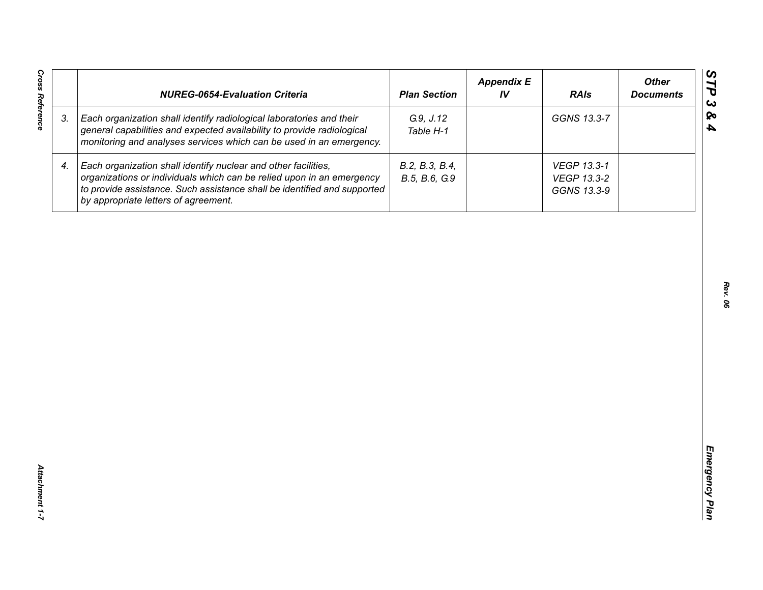| | NUREG-0654-Evaluation Criteria | Plan Section | Appendix E IV | RAIs | Other Documents |
|---|---|---|---|---|---|
| 3. | *Each organization shall identify radiological laboratories and their general capabilities and expected availability to provide radiological monitoring and analyses services which can be used in an emergency.* | *G.9, J.12 Table H-1* | | *GGNS 13.3-7* | |
| 4. | *Each organization shall identify nuclear and other facilities, organizations or individuals which can be relied upon in an emergency to provide assistance. Such assistance shall be identified and supported by appropriate letters of agreement.* | *B.2, B.3, B.4, B.5, B.6, G.9* | | *VEGP 13.3-1 VEGP 13.3-2 GGNS 13.3-9* | |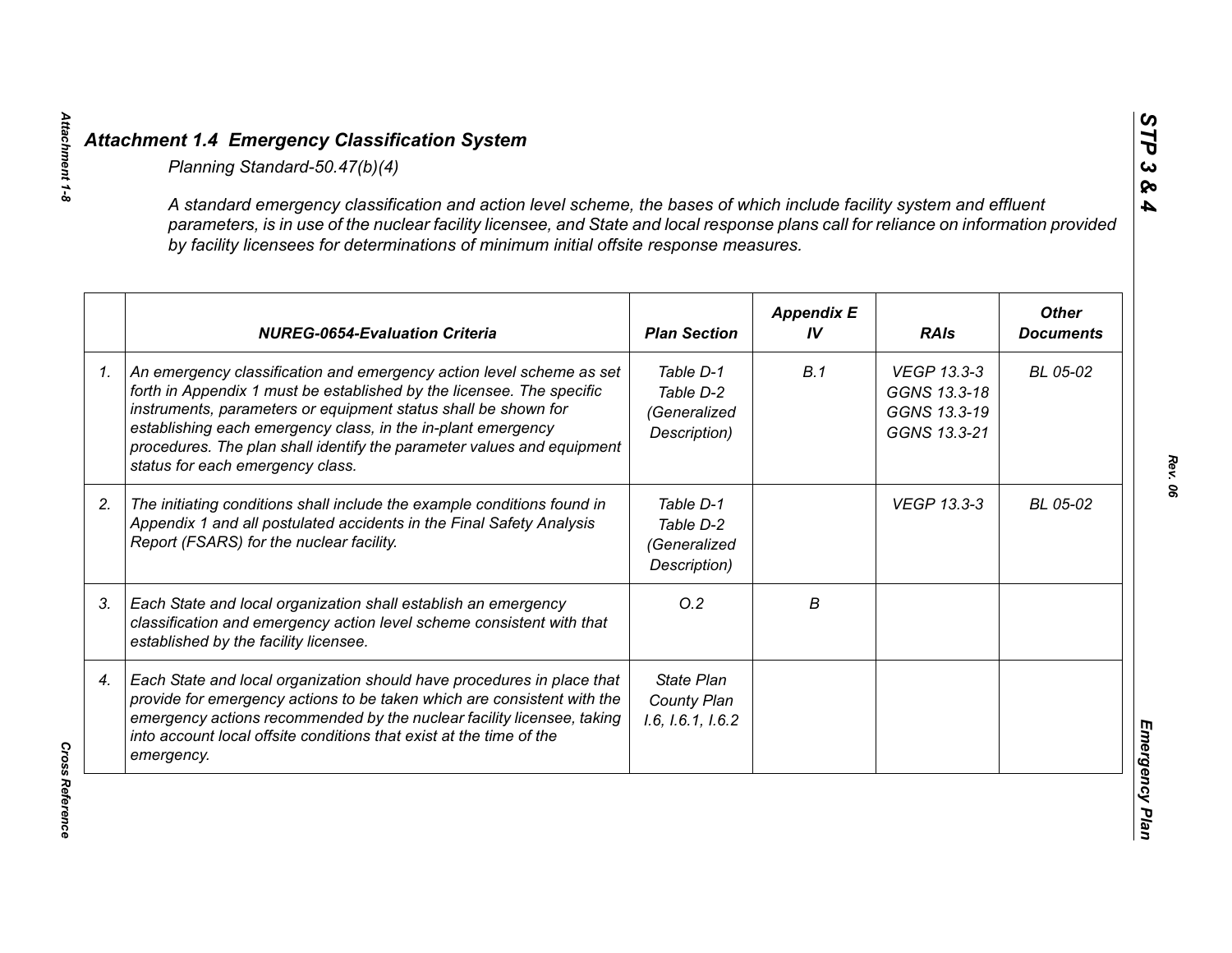## *Attachment 1.4 Emergency Classification System*

*Planning Standard-50.47(b)(4)*

*A standard emergency classification and action level scheme, the bases of which include facility system and effluent parameters, is in use of the nuclear facility licensee, and State and local response plans call for reliance on information provided by facility licensees for determinations of minimum initial offsite response measures.*

| | NUREG-0654-Evaluation Criteria | Plan Section | Appendix E IV | RAIs | Other Documents |
|---|---|---|---|---|---|
| 1. | An emergency classification and emergency action level scheme as set forth in Appendix 1 must be established by the licensee. The specific instruments, parameters or equipment status shall be shown for establishing each emergency class, in the in-plant emergency procedures. The plan shall identify the parameter values and equipment status for each emergency class. | Table D-1<br>Table D-2<br>(Generalized Description) | B.1 | VEGP 13.3-3<br>GGNS 13.3-18<br>GGNS 13.3-19<br>GGNS 13.3-21 | BL 05-02 |
| 2. | The initiating conditions shall include the example conditions found in Appendix 1 and all postulated accidents in the Final Safety Analysis Report (FSARS) for the nuclear facility. | Table D-1<br>Table D-2<br>(Generalized Description) | | VEGP 13.3-3 | BL 05-02 |
| 3. | Each State and local organization shall establish an emergency classification and emergency action level scheme consistent with that established by the facility licensee. | O.2 | B | | |
| 4. | Each State and local organization should have procedures in place that provide for emergency actions to be taken which are consistent with the emergency actions recommended by the nuclear facility licensee, taking into account local offsite conditions that exist at the time of the emergency. | State Plan<br>County Plan<br>I.6, I.6.1, I.6.2 | | | |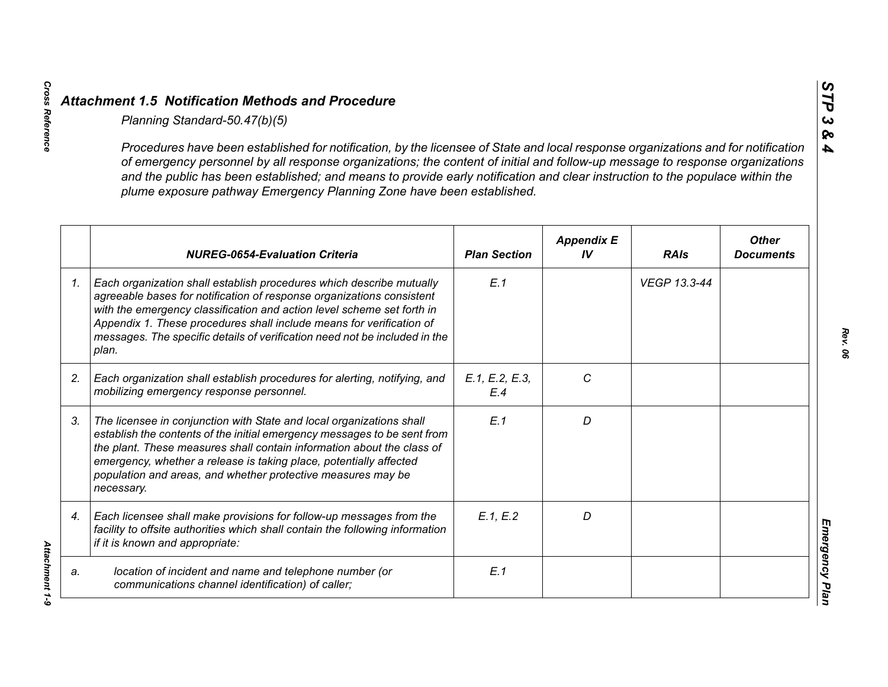## *Attachment 1.5 Notification Methods and Procedure*

*Planning Standard-50.47(b)(5)*

*Procedures have been established for notification, by the licensee of State and local response organizations and for notification of emergency personnel by all response organizations; the content of initial and follow-up message to response organizations and the public has been established; and means to provide early notification and clear instruction to the populace within the plume exposure pathway Emergency Planning Zone have been established.*

| | *NUREG-0654-Evaluation Criteria* | *Plan Section* | *Appendix E IV* | *RAIs* | *Other Documents* |
|---|---|---|---|---|---|
| *1.* | *Each organization shall establish procedures which describe mutually agreeable bases for notification of response organizations consistent with the emergency classification and action level scheme set forth in Appendix 1. These procedures shall include means for verification of messages. The specific details of verification need not be included in the plan.* | *E.1* | | *VEGP 13.3-44* | |
| *2.* | *Each organization shall establish procedures for alerting, notifying, and mobilizing emergency response personnel.* | *E.1, E.2, E.3, E.4* | *C* | | |
| *3.* | *The licensee in conjunction with State and local organizations shall establish the contents of the initial emergency messages to be sent from the plant. These measures shall contain information about the class of emergency, whether a release is taking place, potentially affected population and areas, and whether protective measures may be necessary.* | *E.1* | *D* | | |
| *4.* | *Each licensee shall make provisions for follow-up messages from the facility to offsite authorities which shall contain the following information if it is known and appropriate:* | *E.1, E.2* | *D* | | |
| *a.* | *location of incident and name and telephone number (or communications channel identification) of caller;* | *E.1* | | | |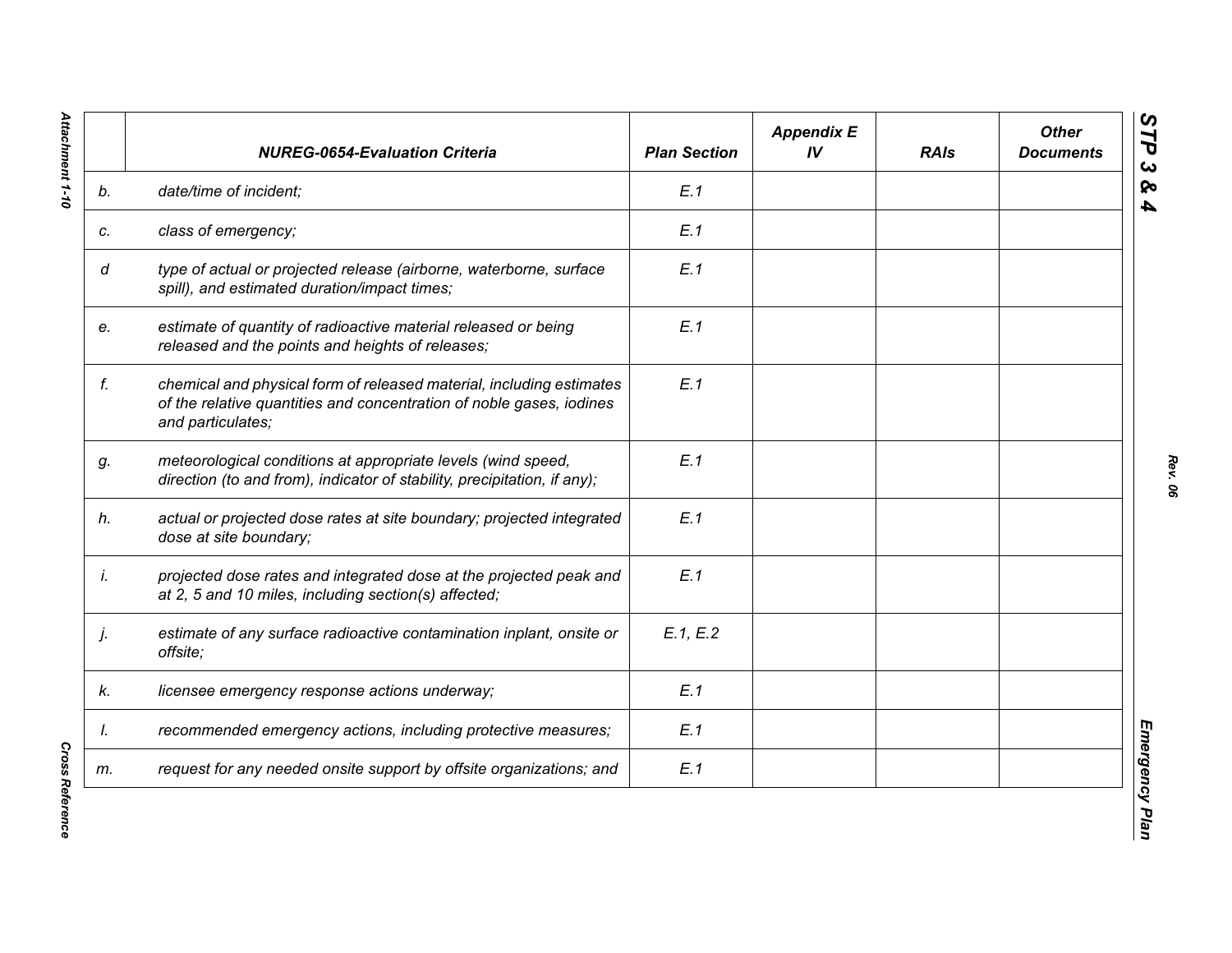| | *NUREG-0654-Evaluation Criteria* | *Plan Section* | *Appendix E IV* | *RAIs* | *Other Documents* |
|---|---|---|---|---|---|
| *b.* | *date/time of incident;* | *E.1* | | | |
| *c.* | *class of emergency;* | *E.1* | | | |
| *d* | *type of actual or projected release (airborne, waterborne, surface spill), and estimated duration/impact times;* | *E.1* | | | |
| *e.* | *estimate of quantity of radioactive material released or being released and the points and heights of releases;* | *E.1* | | | |
| *f.* | *chemical and physical form of released material, including estimates of the relative quantities and concentration of noble gases, iodines and particulates;* | *E.1* | | | |
| *g.* | *meteorological conditions at appropriate levels (wind speed, direction (to and from), indicator of stability, precipitation, if any);* | *E.1* | | | |
| *h.* | *actual or projected dose rates at site boundary; projected integrated dose at site boundary;* | *E.1* | | | |
| *i.* | *projected dose rates and integrated dose at the projected peak and at 2, 5 and 10 miles, including section(s) affected;* | *E.1* | | | |
| *j.* | *estimate of any surface radioactive contamination inplant, onsite or offsite;* | *E.1, E.2* | | | |
| *k.* | *licensee emergency response actions underway;* | *E.1* | | | |
| *l.* | *recommended emergency actions, including protective measures;* | *E.1* | | | |
| *m.* | *request for any needed onsite support by offsite organizations; and* | *E.1* | | | |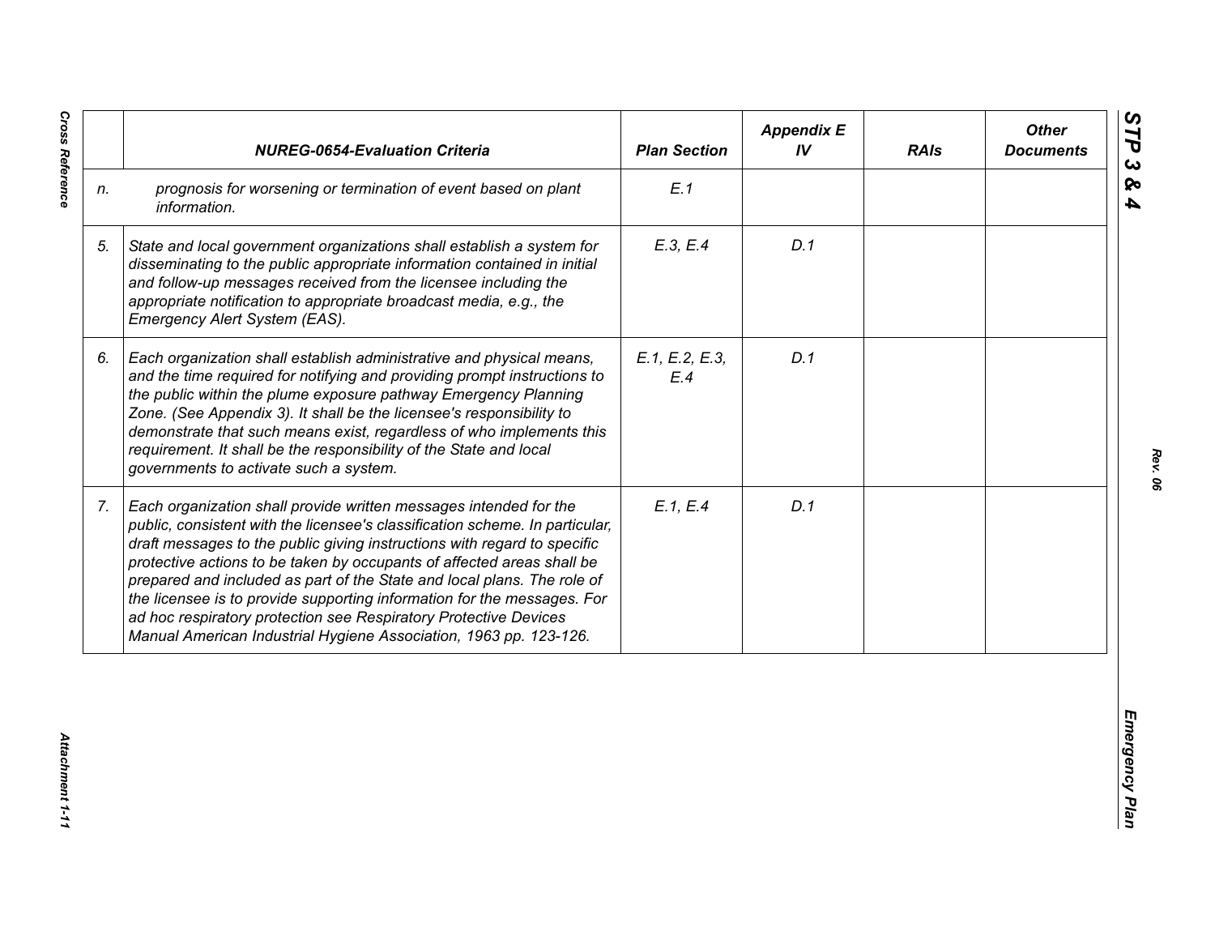| | NUREG-0654-Evaluation Criteria | Plan Section | Appendix E IV | RAIs | Other Documents |
|---|---|---|---|---|---|
| n. | prognosis for worsening or termination of event based on plant information. | E.1 | | | |
| 5. | State and local government organizations shall establish a system for disseminating to the public appropriate information contained in initial and follow-up messages received from the licensee including the appropriate notification to appropriate broadcast media, e.g., the Emergency Alert System (EAS). | E.3, E.4 | D.1 | | |
| 6. | Each organization shall establish administrative and physical means, and the time required for notifying and providing prompt instructions to the public within the plume exposure pathway Emergency Planning Zone. (See Appendix 3). It shall be the licensee's responsibility to demonstrate that such means exist, regardless of who implements this requirement. It shall be the responsibility of the State and local governments to activate such a system. | E.1, E.2, E.3, E.4 | D.1 | | |
| 7. | Each organization shall provide written messages intended for the public, consistent with the licensee's classification scheme. In particular, draft messages to the public giving instructions with regard to specific protective actions to be taken by occupants of affected areas shall be prepared and included as part of the State and local plans. The role of the licensee is to provide supporting information for the messages. For ad hoc respiratory protection see Respiratory Protective Devices Manual American Industrial Hygiene Association, 1963 pp. 123-126. | E.1, E.4 | D.1 | | |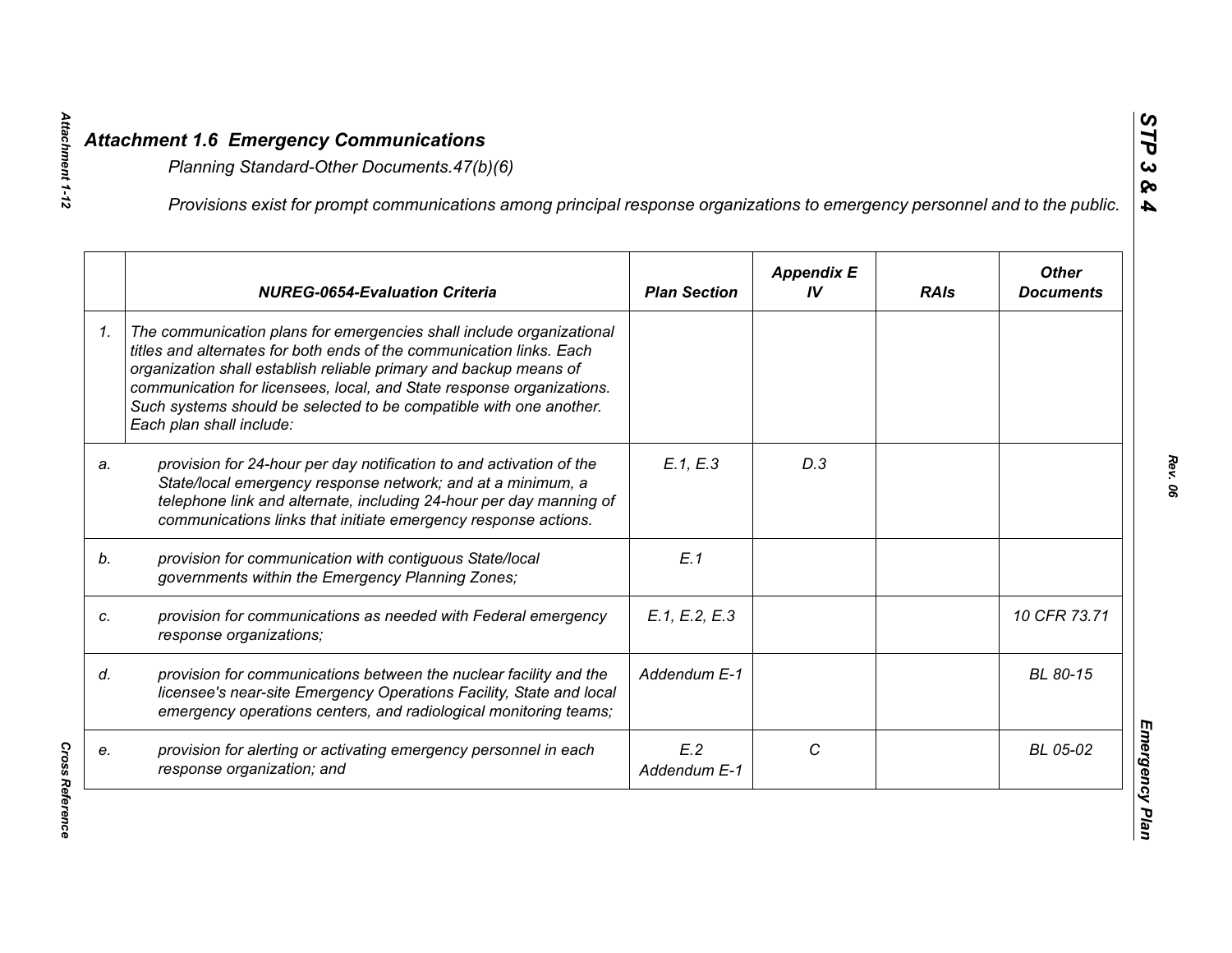## *Attachment 1.6 Emergency Communications*

*Planning Standard-Other Documents.47(b)(6)*

*Provisions exist for prompt communications among principal response organizations to emergency personnel and to the public.*

| | ***NUREG-0654-Evaluation Criteria*** | ***Plan Section*** | ***Appendix E IV*** | ***RAIs*** | ***Other Documents*** |
|---|---|---|---|---|---|
| *1.* | *The communication plans for emergencies shall include organizational titles and alternates for both ends of the communication links. Each organization shall establish reliable primary and backup means of communication for licensees, local, and State response organizations. Such systems should be selected to be compatible with one another. Each plan shall include:* | | | | |
| *a.* | *provision for 24-hour per day notification to and activation of the State/local emergency response network; and at a minimum, a telephone link and alternate, including 24-hour per day manning of communications links that initiate emergency response actions.* | *E.1, E.3* | *D.3* | | |
| *b.* | *provision for communication with contiguous State/local governments within the Emergency Planning Zones;* | *E.1* | | | |
| *c.* | *provision for communications as needed with Federal emergency response organizations;* | *E.1, E.2, E.3* | | | *10 CFR 73.71* |
| *d.* | *provision for communications between the nuclear facility and the licensee's near-site Emergency Operations Facility, State and local emergency operations centers, and radiological monitoring teams;* | *Addendum E-1* | | | *BL 80-15* |
| *e.* | *provision for alerting or activating emergency personnel in each response organization; and* | *E.2 Addendum E-1* | *C* | | *BL 05-02* |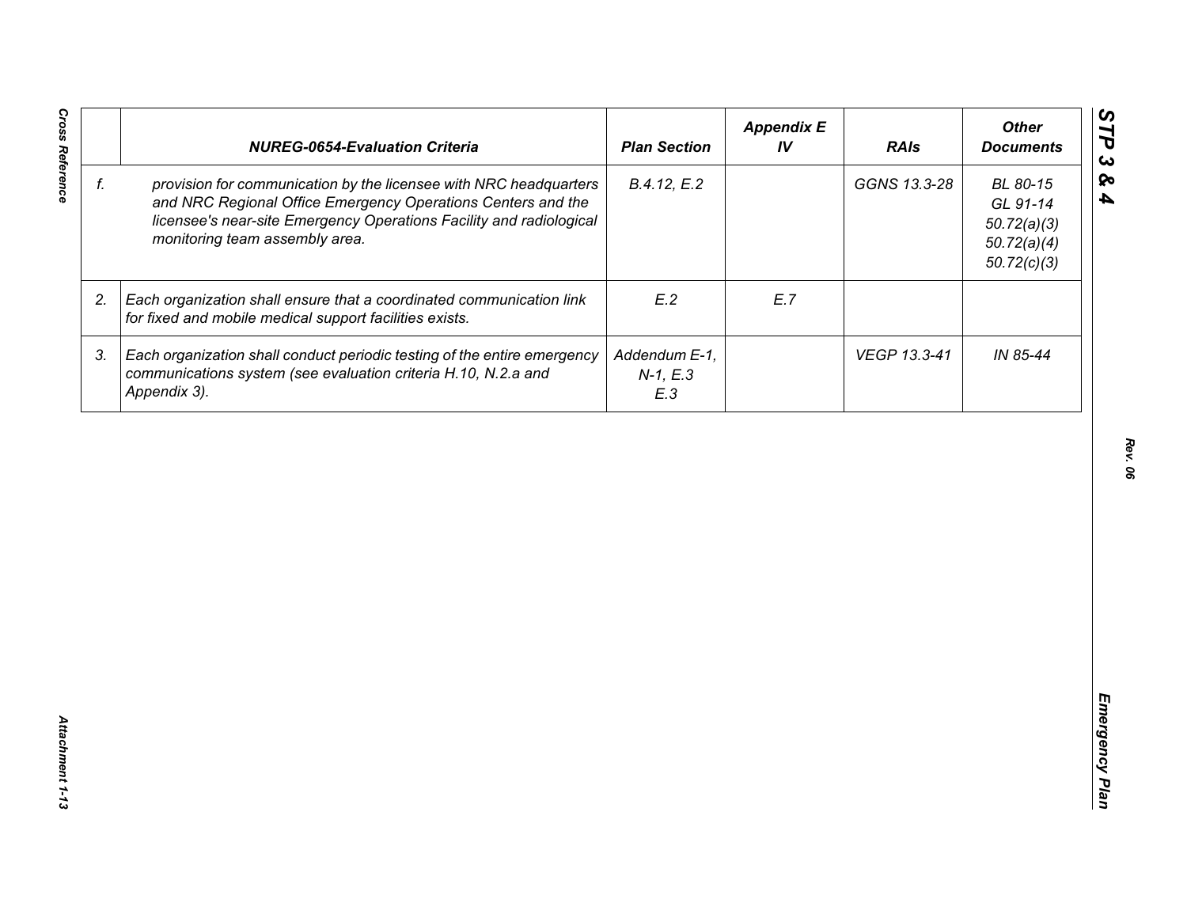| | NUREG-0654-Evaluation Criteria | Plan Section | Appendix E IV | RAIs | Other Documents |
|---|---|---|---|---|---|
| *f.* | *provision for communication by the licensee with NRC headquarters and NRC Regional Office Emergency Operations Centers and the licensee's near-site Emergency Operations Facility and radiological monitoring team assembly area.* | *B.4.12, E.2* | | *GGNS 13.3-28* | *BL 80-15* *GL 91-14* *50.72(a)(3)* *50.72(a)(4)* *50.72(c)(3)* |
| *2.* | *Each organization shall ensure that a coordinated communication link for fixed and mobile medical support facilities exists.* | *E.2* | *E.7* | | |
| *3.* | *Each organization shall conduct periodic testing of the entire emergency communications system (see evaluation criteria H.10, N.2.a and Appendix 3).* | *Addendum E-1, N-1, E.3* *E.3* | | *VEGP 13.3-41* | *IN 85-44* |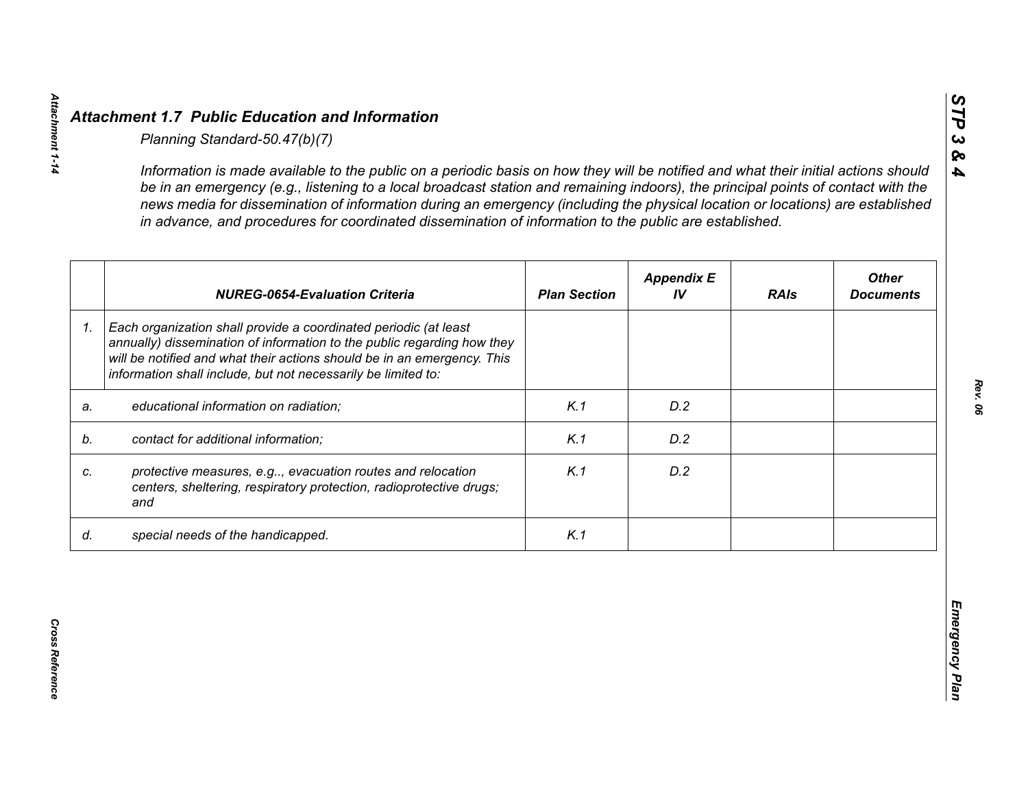## *Attachment 1.7 Public Education and Information*

*Planning Standard-50.47(b)(7)*

*Information is made available to the public on a periodic basis on how they will be notified and what their initial actions should be in an emergency (e.g., listening to a local broadcast station and remaining indoors), the principal points of contact with the news media for dissemination of information during an emergency (including the physical location or locations) are established in advance, and procedures for coordinated dissemination of information to the public are established.*

| | *NUREG-0654-Evaluation Criteria* | *Plan Section* | *Appendix E IV* | *RAIs* | *Other Documents* |
|---|---|---|---|---|---|
| *1.* | *Each organization shall provide a coordinated periodic (at least annually) dissemination of information to the public regarding how they will be notified and what their actions should be in an emergency. This information shall include, but not necessarily be limited to:* | | | | |
| *a.* | *educational information on radiation;* | *K.1* | *D.2* | | |
| *b.* | *contact for additional information;* | *K.1* | *D.2* | | |
| *c.* | *protective measures, e.g.., evacuation routes and relocation centers, sheltering, respiratory protection, radioprotective drugs; and* | *K.1* | *D.2* | | |
| *d.* | *special needs of the handicapped.* | *K.1* | | | |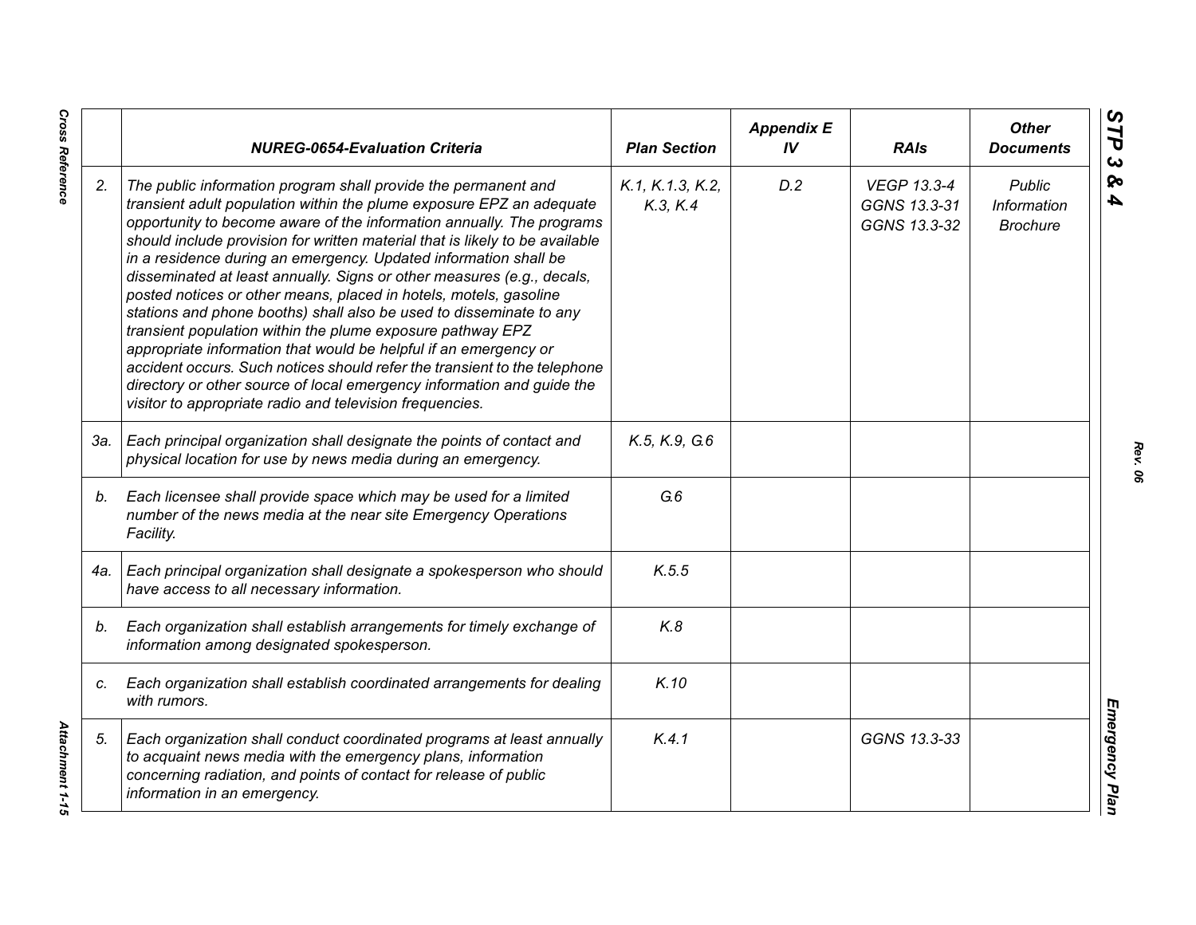|  | NUREG-0654-Evaluation Criteria | Plan Section | Appendix E IV | RAIs | Other Documents |
|---|---|---|---|---|---|
| 2. | The public information program shall provide the permanent and transient adult population within the plume exposure EPZ an adequate opportunity to become aware of the information annually. The programs should include provision for written material that is likely to be available in a residence during an emergency. Updated information shall be disseminated at least annually. Signs or other measures (e.g., decals, posted notices or other means, placed in hotels, motels, gasoline stations and phone booths) shall also be used to disseminate to any transient population within the plume exposure pathway EPZ appropriate information that would be helpful if an emergency or accident occurs. Such notices should refer the transient to the telephone directory or other source of local emergency information and guide the visitor to appropriate radio and television frequencies. | K.1, K.1.3, K.2, K.3, K.4 | D.2 | VEGP 13.3-4 GGNS 13.3-31 GGNS 13.3-32 | Public Information Brochure |
| 3a. | Each principal organization shall designate the points of contact and physical location for use by news media during an emergency. | K.5, K.9, G.6 |  |  |  |
| b. | Each licensee shall provide space which may be used for a limited number of the news media at the near site Emergency Operations Facility. | G.6 |  |  |  |
| 4a. | Each principal organization shall designate a spokesperson who should have access to all necessary information. | K.5.5 |  |  |  |
| b. | Each organization shall establish arrangements for timely exchange of information among designated spokesperson. | K.8 |  |  |  |
| c. | Each organization shall establish coordinated arrangements for dealing with rumors. | K.10 |  |  |  |
| 5. | Each organization shall conduct coordinated programs at least annually to acquaint news media with the emergency plans, information concerning radiation, and points of contact for release of public information in an emergency. | K.4.1 |  | GGNS 13.3-33 |  |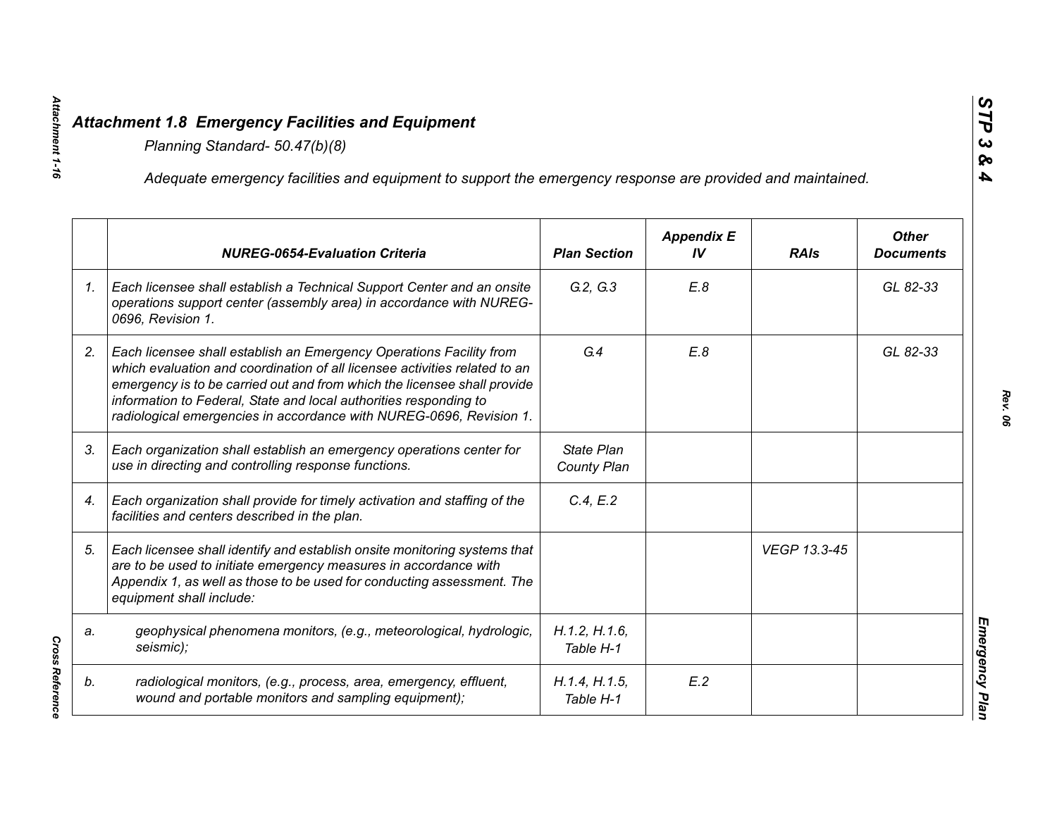## *Attachment 1.8 Emergency Facilities and Equipment*

*Planning Standard- 50.47(b)(8)*

*Adequate emergency facilities and equipment to support the emergency response are provided and maintained.*

| | NUREG-0654-Evaluation Criteria | Plan Section | Appendix E IV | RAIs | Other Documents |
|---|---|---|---|---|---|
| 1. | Each licensee shall establish a Technical Support Center and an onsite operations support center (assembly area) in accordance with NUREG-0696, Revision 1. | G.2, G.3 | E.8 | | GL 82-33 |
| 2. | Each licensee shall establish an Emergency Operations Facility from which evaluation and coordination of all licensee activities related to an emergency is to be carried out and from which the licensee shall provide information to Federal, State and local authorities responding to radiological emergencies in accordance with NUREG-0696, Revision 1. | G.4 | E.8 | | GL 82-33 |
| 3. | Each organization shall establish an emergency operations center for use in directing and controlling response functions. | State Plan County Plan | | | |
| 4. | Each organization shall provide for timely activation and staffing of the facilities and centers described in the plan. | C.4, E.2 | | | |
| 5. | Each licensee shall identify and establish onsite monitoring systems that are to be used to initiate emergency measures in accordance with Appendix 1, as well as those to be used for conducting assessment. The equipment shall include: | | | VEGP 13.3-45 | |
| a. | geophysical phenomena monitors, (e.g., meteorological, hydrologic, seismic); | H.1.2, H.1.6, Table H-1 | | | |
| b. | radiological monitors, (e.g., process, area, emergency, effluent, wound and portable monitors and sampling equipment); | H.1.4, H.1.5, Table H-1 | E.2 | | |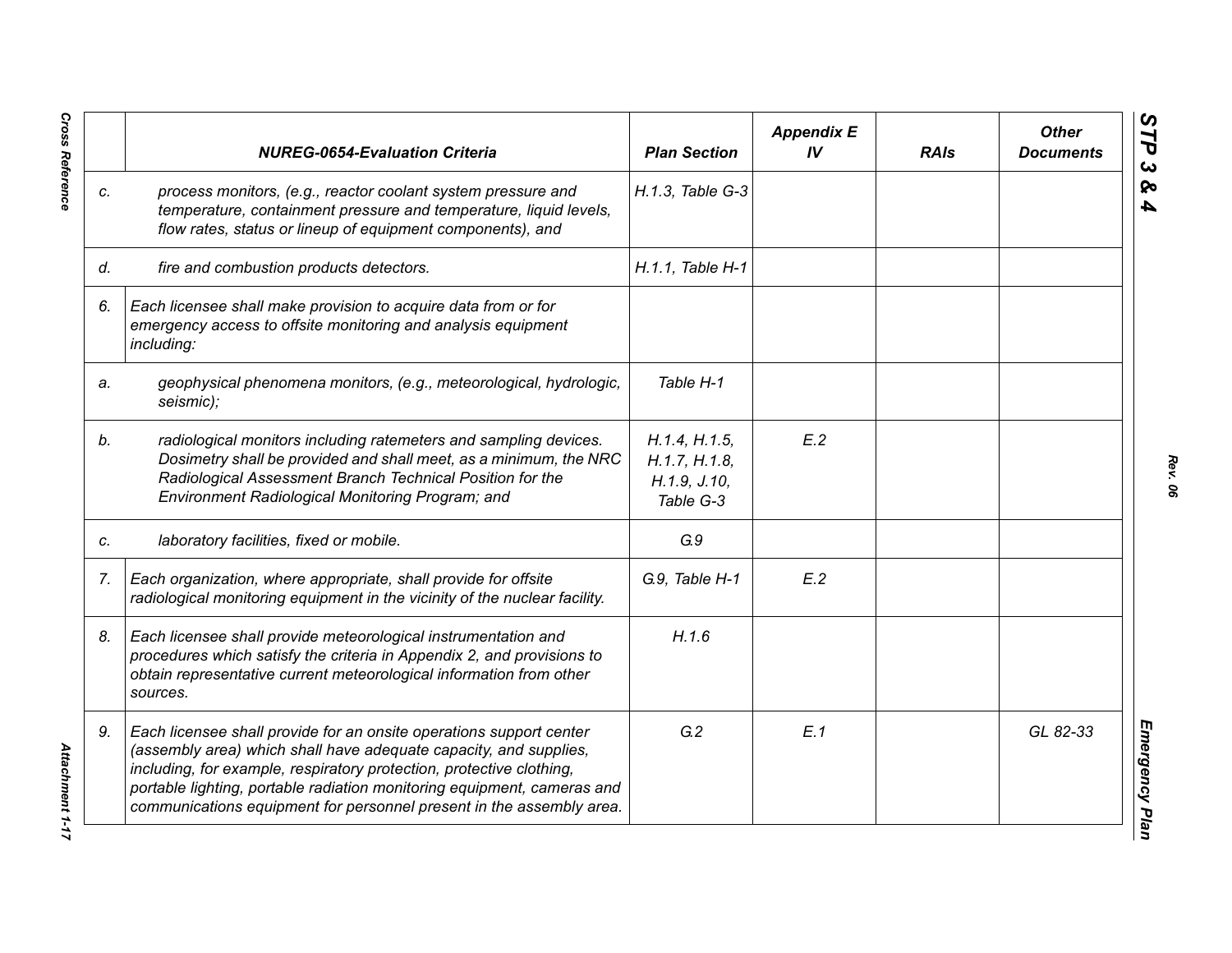| | NUREG-0654-Evaluation Criteria | Plan Section | Appendix E IV | RAIs | Other Documents |
|---|---|---|---|---|---|
| c. | process monitors, (e.g., reactor coolant system pressure and temperature, containment pressure and temperature, liquid levels, flow rates, status or lineup of equipment components), and | H.1.3, Table G-3 | | | |
| d. | fire and combustion products detectors. | H.1.1, Table H-1 | | | |
| 6. | Each licensee shall make provision to acquire data from or for emergency access to offsite monitoring and analysis equipment including: | | | | |
| a. | geophysical phenomena monitors, (e.g., meteorological, hydrologic, seismic); | Table H-1 | | | |
| b. | radiological monitors including ratemeters and sampling devices. Dosimetry shall be provided and shall meet, as a minimum, the NRC Radiological Assessment Branch Technical Position for the Environment Radiological Monitoring Program; and | H.1.4, H.1.5, H.1.7, H.1.8, H.1.9, J.10, Table G-3 | E.2 | | |
| c. | laboratory facilities, fixed or mobile. | G.9 | | | |
| 7. | Each organization, where appropriate, shall provide for offsite radiological monitoring equipment in the vicinity of the nuclear facility. | G.9, Table H-1 | E.2 | | |
| 8. | Each licensee shall provide meteorological instrumentation and procedures which satisfy the criteria in Appendix 2, and provisions to obtain representative current meteorological information from other sources. | H.1.6 | | | |
| 9. | Each licensee shall provide for an onsite operations support center (assembly area) which shall have adequate capacity, and supplies, including, for example, respiratory protection, protective clothing, portable lighting, portable radiation monitoring equipment, cameras and communications equipment for personnel present in the assembly area. | G.2 | E.1 | | GL 82-33 |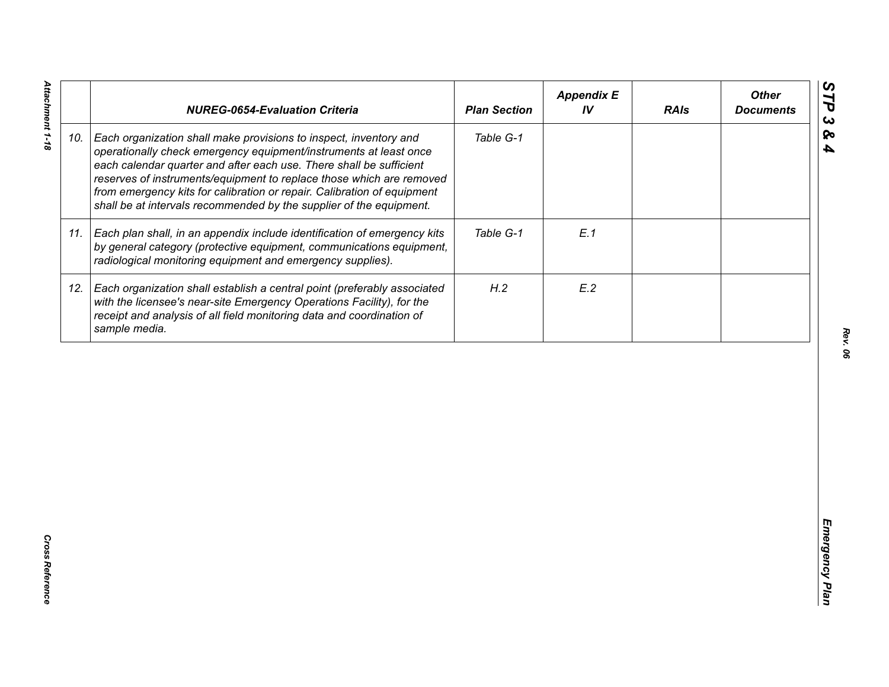| | NUREG-0654-Evaluation Criteria | Plan Section | Appendix E IV | RAIs | Other Documents |
|---|---|---|---|---|---|
| 10. | *Each organization shall make provisions to inspect, inventory and operationally check emergency equipment/instruments at least once each calendar quarter and after each use. There shall be sufficient reserves of instruments/equipment to replace those which are removed from emergency kits for calibration or repair. Calibration of equipment shall be at intervals recommended by the supplier of the equipment.* | *Table G-1* | | | |
| 11. | *Each plan shall, in an appendix include identification of emergency kits by general category (protective equipment, communications equipment, radiological monitoring equipment and emergency supplies).* | *Table G-1* | *E.1* | | |
| 12. | *Each organization shall establish a central point (preferably associated with the licensee's near-site Emergency Operations Facility), for the receipt and analysis of all field monitoring data and coordination of sample media.* | *H.2* | *E.2* | | |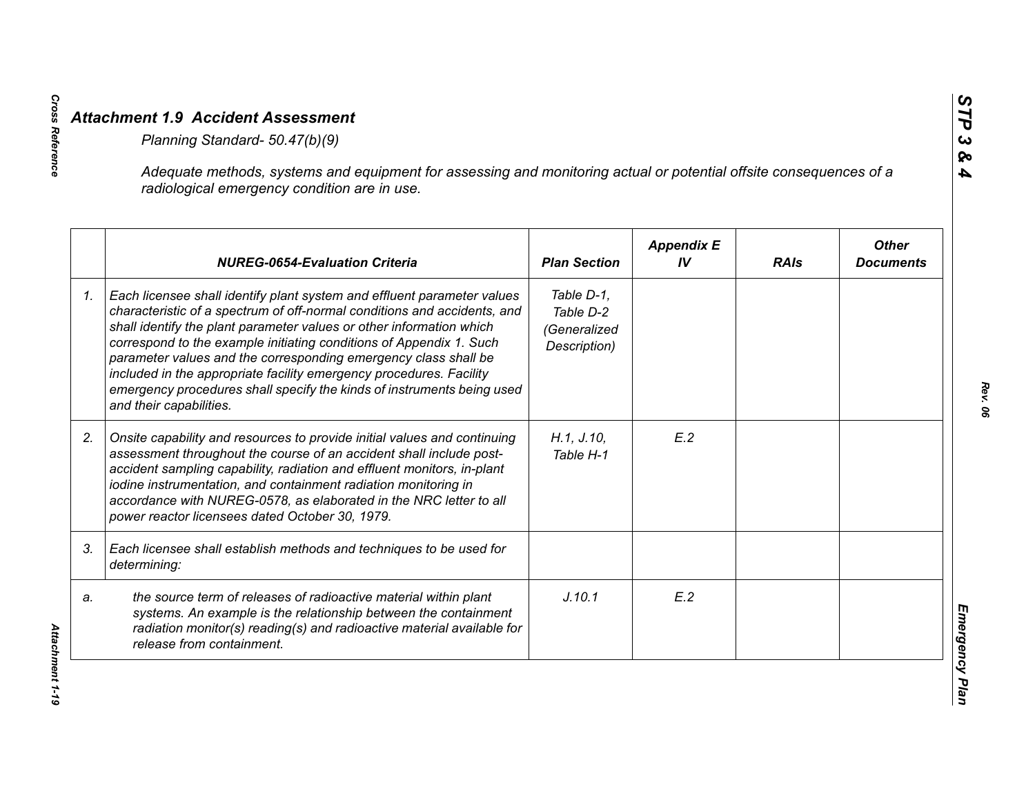## *Attachment 1.9 Accident Assessment*

*Planning Standard- 50.47(b)(9)*

*Adequate methods, systems and equipment for assessing and monitoring actual or potential offsite consequences of a radiological emergency condition are in use.*

| | NUREG-0654-Evaluation Criteria | Plan Section | Appendix E IV | RAIs | Other Documents |
|---|---|---|---|---|---|
| *1.* | *Each licensee shall identify plant system and effluent parameter values characteristic of a spectrum of off-normal conditions and accidents, and shall identify the plant parameter values or other information which correspond to the example initiating conditions of Appendix 1. Such parameter values and the corresponding emergency class shall be included in the appropriate facility emergency procedures. Facility emergency procedures shall specify the kinds of instruments being used and their capabilities.* | *Table D-1, Table D-2 (Generalized Description)* | | | |
| *2.* | *Onsite capability and resources to provide initial values and continuing assessment throughout the course of an accident shall include post-accident sampling capability, radiation and effluent monitors, in-plant iodine instrumentation, and containment radiation monitoring in accordance with NUREG-0578, as elaborated in the NRC letter to all power reactor licensees dated October 30, 1979.* | *H.1, J.10, Table H-1* | *E.2* | | |
| *3.* | *Each licensee shall establish methods and techniques to be used for determining:* | | | | |
| *a.* | *the source term of releases of radioactive material within plant systems. An example is the relationship between the containment radiation monitor(s) reading(s) and radioactive material available for release from containment.* | *J.10.1* | *E.2* | | |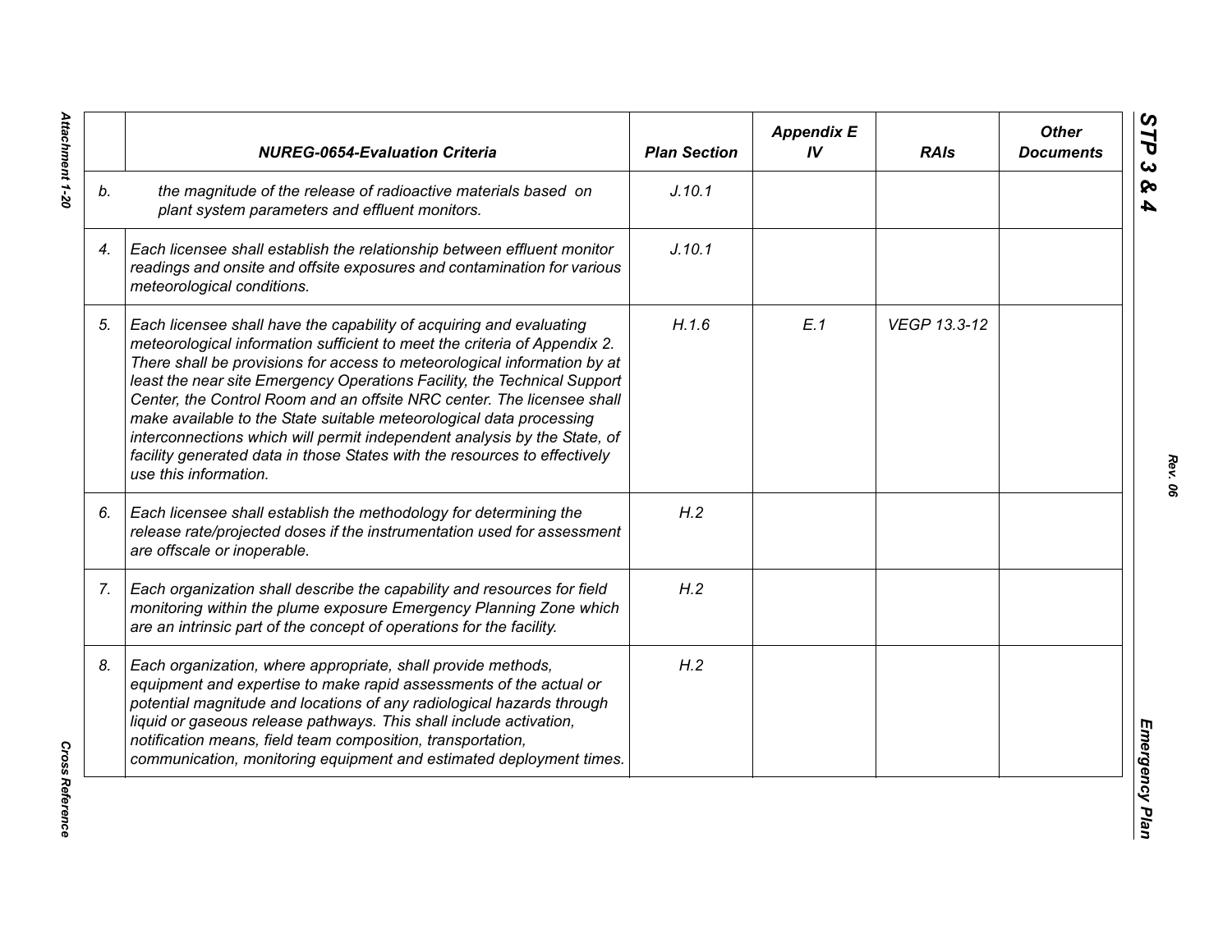| | NUREG-0654-Evaluation Criteria | Plan Section | Appendix E IV | RAIs | Other Documents |
|---|---|---|---|---|---|
| b. | the magnitude of the release of radioactive materials based on plant system parameters and effluent monitors. | J.10.1 | | | |
| 4. | Each licensee shall establish the relationship between effluent monitor readings and onsite and offsite exposures and contamination for various meteorological conditions. | J.10.1 | | | |
| 5. | Each licensee shall have the capability of acquiring and evaluating meteorological information sufficient to meet the criteria of Appendix 2. There shall be provisions for access to meteorological information by at least the near site Emergency Operations Facility, the Technical Support Center, the Control Room and an offsite NRC center. The licensee shall make available to the State suitable meteorological data processing interconnections which will permit independent analysis by the State, of facility generated data in those States with the resources to effectively use this information. | H.1.6 | E.1 | VEGP 13.3-12 | |
| 6. | Each licensee shall establish the methodology for determining the release rate/projected doses if the instrumentation used for assessment are offscale or inoperable. | H.2 | | | |
| 7. | Each organization shall describe the capability and resources for field monitoring within the plume exposure Emergency Planning Zone which are an intrinsic part of the concept of operations for the facility. | H.2 | | | |
| 8. | Each organization, where appropriate, shall provide methods, equipment and expertise to make rapid assessments of the actual or potential magnitude and locations of any radiological hazards through liquid or gaseous release pathways. This shall include activation, notification means, field team composition, transportation, communication, monitoring equipment and estimated deployment times. | H.2 | | | |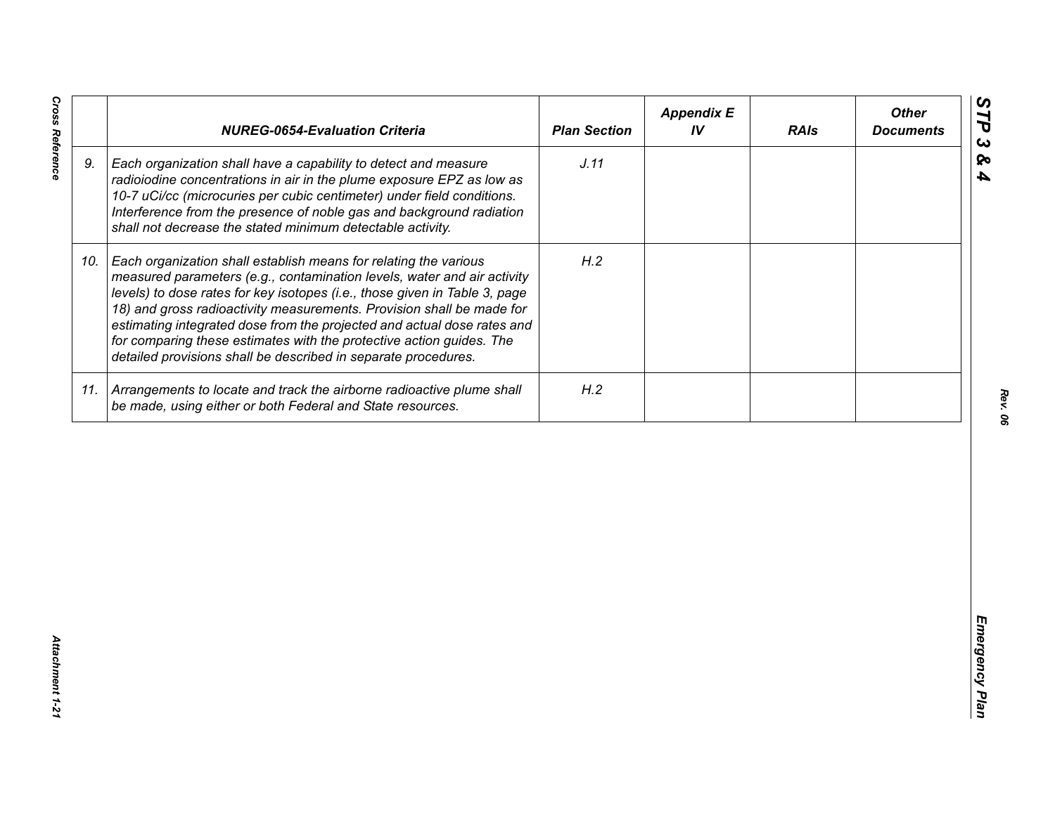|  | NUREG-0654-Evaluation Criteria | Plan Section | Appendix E IV | RAIs | Other Documents |
|---|---|---|---|---|---|
| 9. | *Each organization shall have a capability to detect and measure radioiodine concentrations in air in the plume exposure EPZ as low as 10-7 uCi/cc (microcuries per cubic centimeter) under field conditions. Interference from the presence of noble gas and background radiation shall not decrease the stated minimum detectable activity.* | *J.11* |  |  |  |
| 10. | *Each organization shall establish means for relating the various measured parameters (e.g., contamination levels, water and air activity levels) to dose rates for key isotopes (i.e., those given in Table 3, page 18) and gross radioactivity measurements. Provision shall be made for estimating integrated dose from the projected and actual dose rates and for comparing these estimates with the protective action guides. The detailed provisions shall be described in separate procedures.* | *H.2* |  |  |  |
| 11. | *Arrangements to locate and track the airborne radioactive plume shall be made, using either or both Federal and State resources.* | *H.2* |  |  |  |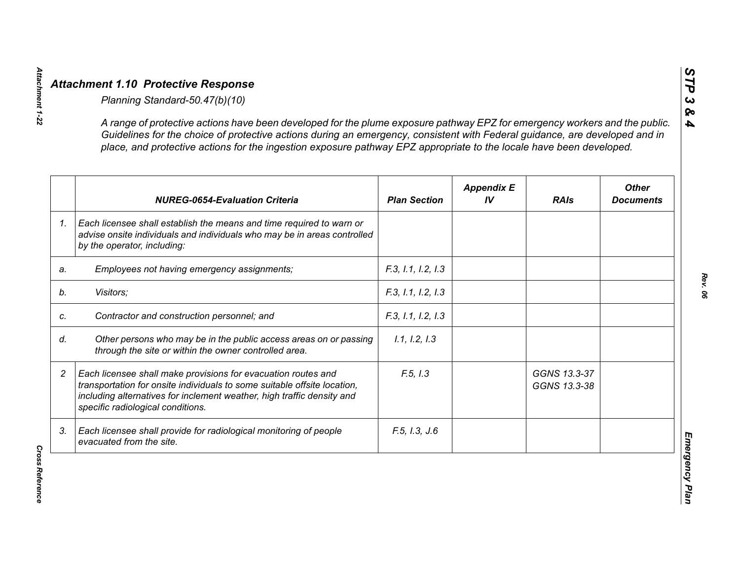## Attachment 1.10 Protective Response

*Planning Standard-50.47(b)(10)*

*A range of protective actions have been developed for the plume exposure pathway EPZ for emergency workers and the public. Guidelines for the choice of protective actions during an emergency, consistent with Federal guidance, are developed and in place, and protective actions for the ingestion exposure pathway EPZ appropriate to the locale have been developed.*

| | NUREG-0654-Evaluation Criteria | Plan Section | Appendix E IV | RAIs | Other Documents |
|---|---|---|---|---|---|
| 1. | Each licensee shall establish the means and time required to warn or advise onsite individuals and individuals who may be in areas controlled by the operator, including: | | | | |
| a. | Employees not having emergency assignments; | F.3, I.1, I.2, I.3 | | | |
| b. | Visitors; | F.3, I.1, I.2, I.3 | | | |
| c. | Contractor and construction personnel; and | F.3, I.1, I.2, I.3 | | | |
| d. | Other persons who may be in the public access areas on or passing through the site or within the owner controlled area. | I.1, I.2, I.3 | | | |
| 2 | Each licensee shall make provisions for evacuation routes and transportation for onsite individuals to some suitable offsite location, including alternatives for inclement weather, high traffic density and specific radiological conditions. | F.5, I.3 | | GGNS 13.3-37<br>GGNS 13.3-38 | |
| 3. | Each licensee shall provide for radiological monitoring of people evacuated from the site. | F.5, I.3, J.6 | | | |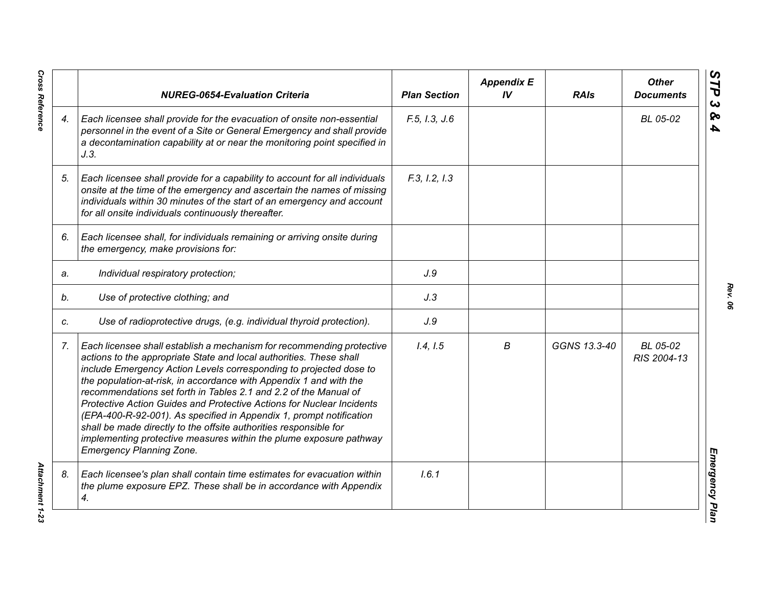| | NUREG-0654-Evaluation Criteria | Plan Section | Appendix E IV | RAIs | Other Documents |
|---|---|---|---|---|---|
| 4. | *Each licensee shall provide for the evacuation of onsite non-essential personnel in the event of a Site or General Emergency and shall provide a decontamination capability at or near the monitoring point specified in J.3.* | F.5, I.3, J.6 | | | BL 05-02 |
| 5. | *Each licensee shall provide for a capability to account for all individuals onsite at the time of the emergency and ascertain the names of missing individuals within 30 minutes of the start of an emergency and account for all onsite individuals continuously thereafter.* | F.3, I.2, I.3 | | | |
| 6. | *Each licensee shall, for individuals remaining or arriving onsite during the emergency, make provisions for:* | | | | |
| a. | *Individual respiratory protection;* | J.9 | | | |
| b. | *Use of protective clothing; and* | J.3 | | | |
| c. | *Use of radioprotective drugs, (e.g. individual thyroid protection).* | J.9 | | | |
| 7. | *Each licensee shall establish a mechanism for recommending protective actions to the appropriate State and local authorities. These shall include Emergency Action Levels corresponding to projected dose to the population-at-risk, in accordance with Appendix 1 and with the recommendations set forth in Tables 2.1 and 2.2 of the Manual of Protective Action Guides and Protective Actions for Nuclear Incidents (EPA-400-R-92-001). As specified in Appendix 1, prompt notification shall be made directly to the offsite authorities responsible for implementing protective measures within the plume exposure pathway Emergency Planning Zone.* | I.4, I.5 | B | GGNS 13.3-40 | BL 05-02<br>RIS 2004-13 |
| 8. | *Each licensee's plan shall contain time estimates for evacuation within the plume exposure EPZ. These shall be in accordance with Appendix 4.* | I.6.1 | | | |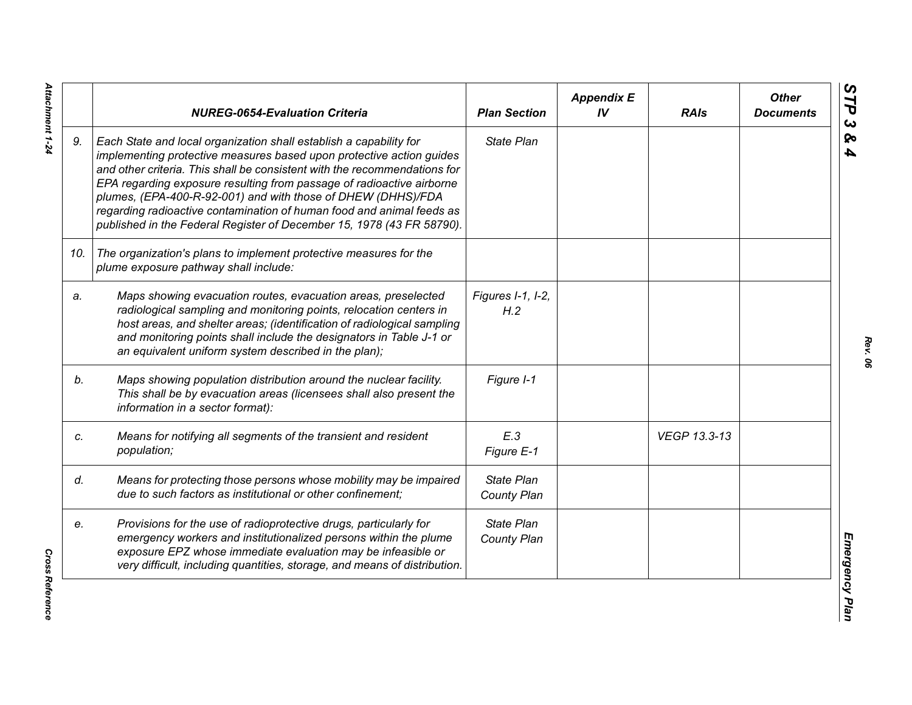| | NUREG-0654-Evaluation Criteria | Plan Section | Appendix E IV | RAIs | Other Documents |
|---|---|---|---|---|---|
| 9. | *Each State and local organization shall establish a capability for implementing protective measures based upon protective action guides and other criteria. This shall be consistent with the recommendations for EPA regarding exposure resulting from passage of radioactive airborne plumes, (EPA-400-R-92-001) and with those of DHEW (DHHS)/FDA regarding radioactive contamination of human food and animal feeds as published in the Federal Register of December 15, 1978 (43 FR 58790).* | *State Plan* | | | |
| 10. | *The organization's plans to implement protective measures for the plume exposure pathway shall include:* | | | | |
| a. | *Maps showing evacuation routes, evacuation areas, preselected radiological sampling and monitoring points, relocation centers in host areas, and shelter areas; (identification of radiological sampling and monitoring points shall include the designators in Table J-1 or an equivalent uniform system described in the plan);* | *Figures I-1, I-2, H.2* | | | |
| b. | *Maps showing population distribution around the nuclear facility. This shall be by evacuation areas (licensees shall also present the information in a sector format):* | *Figure I-1* | | | |
| c. | *Means for notifying all segments of the transient and resident population;* | *E.3 Figure E-1* | | *VEGP 13.3-13* | |
| d. | *Means for protecting those persons whose mobility may be impaired due to such factors as institutional or other confinement;* | *State Plan County Plan* | | | |
| e. | *Provisions for the use of radioprotective drugs, particularly for emergency workers and institutionalized persons within the plume exposure EPZ whose immediate evaluation may be infeasible or very difficult, including quantities, storage, and means of distribution.* | *State Plan County Plan* | | | |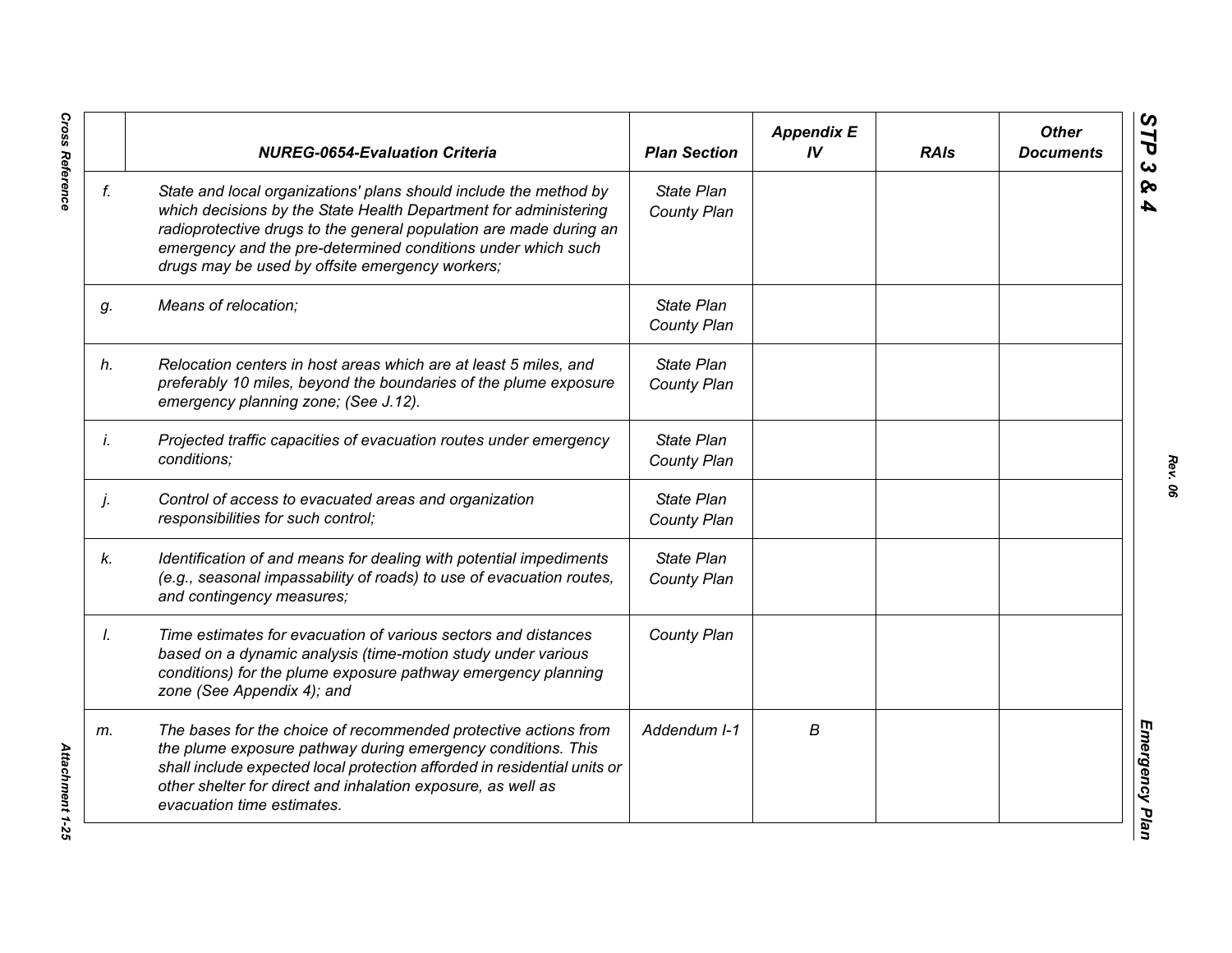| | NUREG-0654-Evaluation Criteria | Plan Section | Appendix E IV | RAIs | Other Documents |
|---|---|---|---|---|---|
| *f.* | *State and local organizations' plans should include the method by which decisions by the State Health Department for administering radioprotective drugs to the general population are made during an emergency and the pre-determined conditions under which such drugs may be used by offsite emergency workers;* | *State Plan County Plan* | | | |
| *g.* | *Means of relocation;* | *State Plan County Plan* | | | |
| *h.* | *Relocation centers in host areas which are at least 5 miles, and preferably 10 miles, beyond the boundaries of the plume exposure emergency planning zone; (See J.12).* | *State Plan County Plan* | | | |
| *i.* | *Projected traffic capacities of evacuation routes under emergency conditions;* | *State Plan County Plan* | | | |
| *j.* | *Control of access to evacuated areas and organization responsibilities for such control;* | *State Plan County Plan* | | | |
| *k.* | *Identification of and means for dealing with potential impediments (e.g., seasonal impassability of roads) to use of evacuation routes, and contingency measures;* | *State Plan County Plan* | | | |
| *l.* | *Time estimates for evacuation of various sectors and distances based on a dynamic analysis (time-motion study under various conditions) for the plume exposure pathway emergency planning zone (See Appendix 4); and* | *County Plan* | | | |
| *m.* | *The bases for the choice of recommended protective actions from the plume exposure pathway during emergency conditions. This shall include expected local protection afforded in residential units or other shelter for direct and inhalation exposure, as well as evacuation time estimates.* | *Addendum I-1* | *B* | | |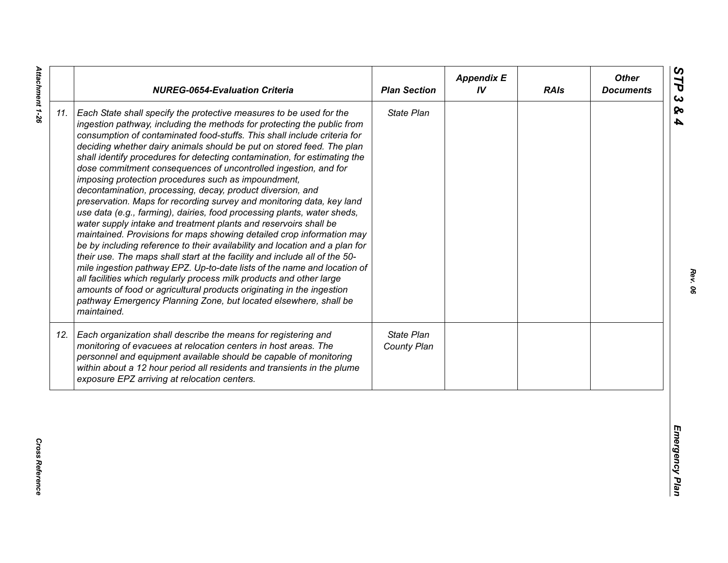|  | NUREG-0654-Evaluation Criteria | Plan Section | Appendix E IV | RAIs | Other Documents |
|---|---|---|---|---|---|
| 11. | *Each State shall specify the protective measures to be used for the ingestion pathway, including the methods for protecting the public from consumption of contaminated food-stuffs. This shall include criteria for deciding whether dairy animals should be put on stored feed. The plan shall identify procedures for detecting contamination, for estimating the dose commitment consequences of uncontrolled ingestion, and for imposing protection procedures such as impoundment, decontamination, processing, decay, product diversion, and preservation. Maps for recording survey and monitoring data, key land use data (e.g., farming), dairies, food processing plants, water sheds, water supply intake and treatment plants and reservoirs shall be maintained. Provisions for maps showing detailed crop information may be by including reference to their availability and location and a plan for their use. The maps shall start at the facility and include all of the 50-mile ingestion pathway EPZ. Up-to-date lists of the name and location of all facilities which regularly process milk products and other large amounts of food or agricultural products originating in the ingestion pathway Emergency Planning Zone, but located elsewhere, shall be maintained.* | *State Plan* |  |  |  |
| 12. | *Each organization shall describe the means for registering and monitoring of evacuees at relocation centers in host areas. The personnel and equipment available should be capable of monitoring within about a 12 hour period all residents and transients in the plume exposure EPZ arriving at relocation centers.* | *State Plan County Plan* |  |  |  |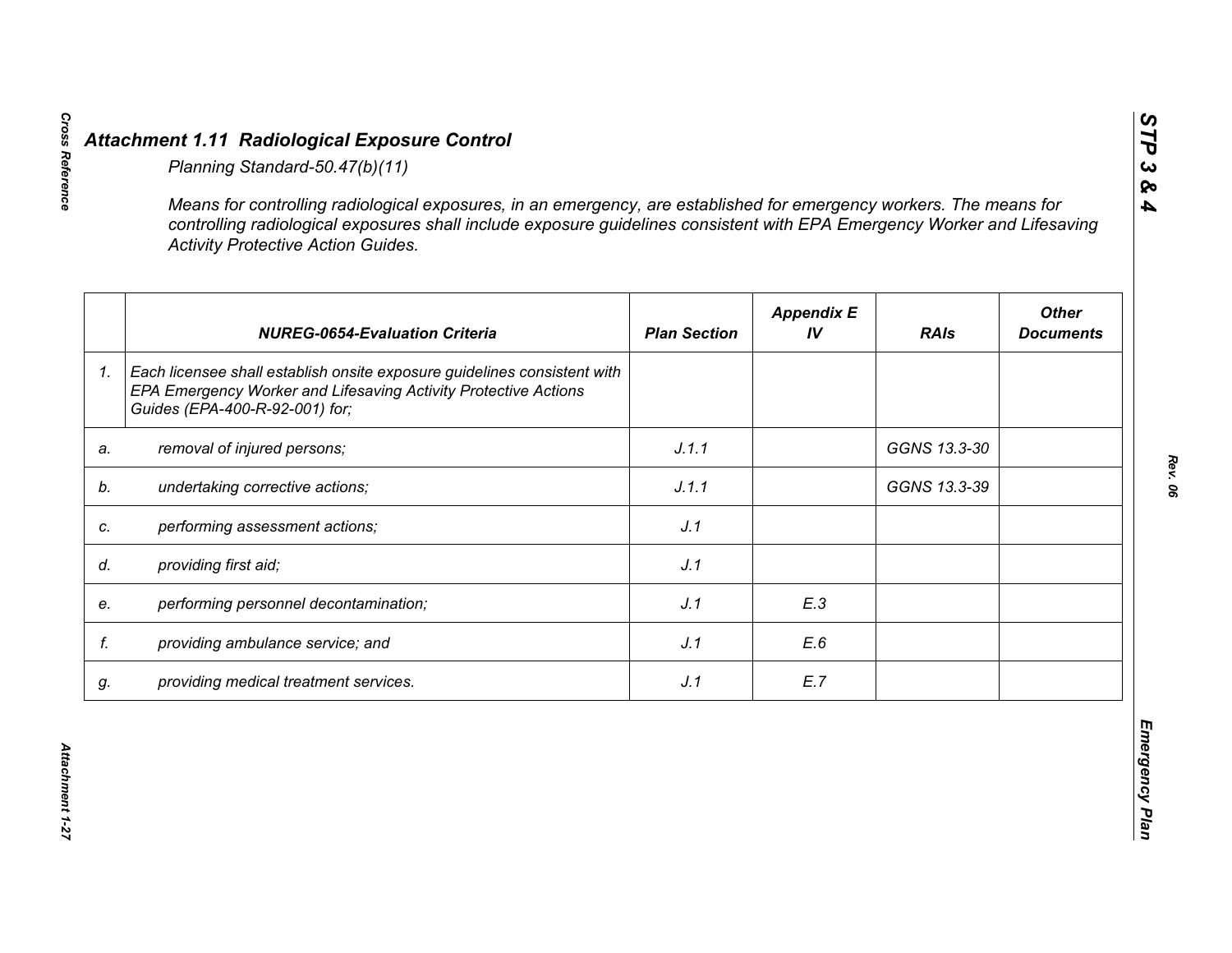## *Attachment 1.11 Radiological Exposure Control*

*Planning Standard-50.47(b)(11)*

*Means for controlling radiological exposures, in an emergency, are established for emergency workers. The means for controlling radiological exposures shall include exposure guidelines consistent with EPA Emergency Worker and Lifesaving Activity Protective Action Guides.*

| | NUREG-0654-Evaluation Criteria | Plan Section | Appendix E IV | RAIs | Other Documents |
|---|---|---|---|---|---|
| 1. | *Each licensee shall establish onsite exposure guidelines consistent with EPA Emergency Worker and Lifesaving Activity Protective Actions Guides (EPA-400-R-92-001) for;* | | | | |
| a. | *removal of injured persons;* | J.1.1 | | GGNS 13.3-30 | |
| b. | *undertaking corrective actions;* | J.1.1 | | GGNS 13.3-39 | |
| c. | *performing assessment actions;* | J.1 | | | |
| d. | *providing first aid;* | J.1 | | | |
| e. | *performing personnel decontamination;* | J.1 | E.3 | | |
| f. | *providing ambulance service; and* | J.1 | E.6 | | |
| g. | *providing medical treatment services.* | J.1 | E.7 | | |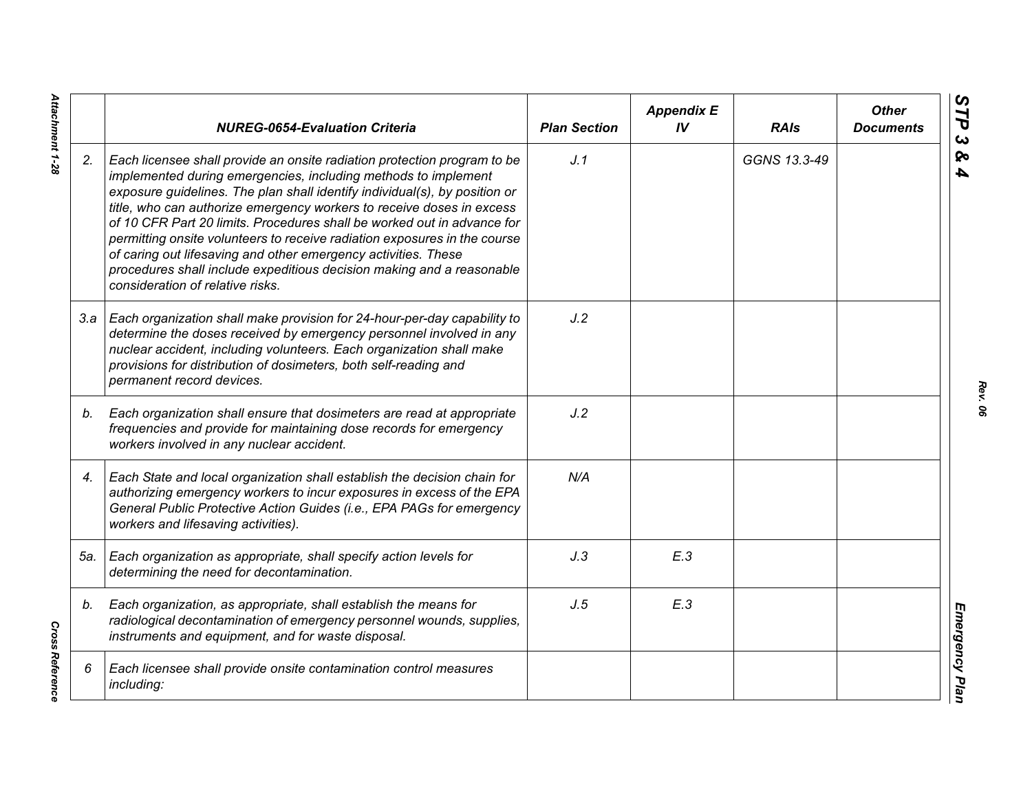| | NUREG-0654-Evaluation Criteria | Plan Section | Appendix E IV | RAIs | Other Documents |
|---|---|---|---|---|---|
| 2. | *Each licensee shall provide an onsite radiation protection program to be implemented during emergencies, including methods to implement exposure guidelines. The plan shall identify individual(s), by position or title, who can authorize emergency workers to receive doses in excess of 10 CFR Part 20 limits. Procedures shall be worked out in advance for permitting onsite volunteers to receive radiation exposures in the course of caring out lifesaving and other emergency activities. These procedures shall include expeditious decision making and a reasonable consideration of relative risks.* | J.1 | | GGNS 13.3-49 | |
| 3.a | *Each organization shall make provision for 24-hour-per-day capability to determine the doses received by emergency personnel involved in any nuclear accident, including volunteers. Each organization shall make provisions for distribution of dosimeters, both self-reading and permanent record devices.* | J.2 | | | |
| b. | *Each organization shall ensure that dosimeters are read at appropriate frequencies and provide for maintaining dose records for emergency workers involved in any nuclear accident.* | J.2 | | | |
| 4. | *Each State and local organization shall establish the decision chain for authorizing emergency workers to incur exposures in excess of the EPA General Public Protective Action Guides (i.e., EPA PAGs for emergency workers and lifesaving activities).* | N/A | | | |
| 5a. | *Each organization as appropriate, shall specify action levels for determining the need for decontamination.* | J.3 | E.3 | | |
| b. | *Each organization, as appropriate, shall establish the means for radiological decontamination of emergency personnel wounds, supplies, instruments and equipment, and for waste disposal.* | J.5 | E.3 | | |
| 6 | *Each licensee shall provide onsite contamination control measures including:* | | | | |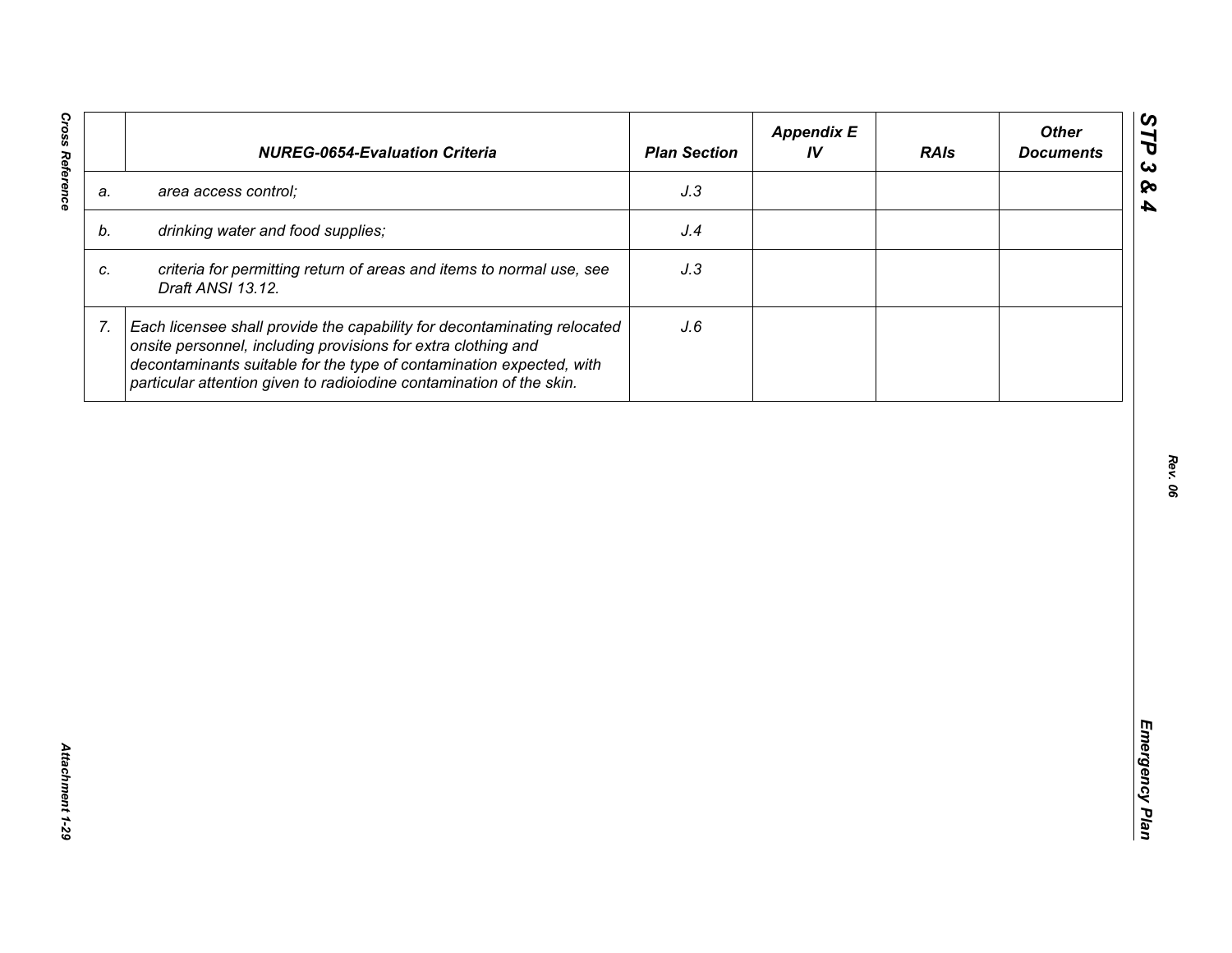|  | NUREG-0654-Evaluation Criteria | Plan Section | Appendix E IV | RAIs | Other Documents |
|---|---|---|---|---|---|
| a. | area access control; | J.3 |  |  |  |
| b. | drinking water and food supplies; | J.4 |  |  |  |
| c. | criteria for permitting return of areas and items to normal use, see Draft ANSI 13.12. | J.3 |  |  |  |
| 7. | Each licensee shall provide the capability for decontaminating relocated onsite personnel, including provisions for extra clothing and decontaminants suitable for the type of contamination expected, with particular attention given to radioiodine contamination of the skin. | J.6 |  |  |  |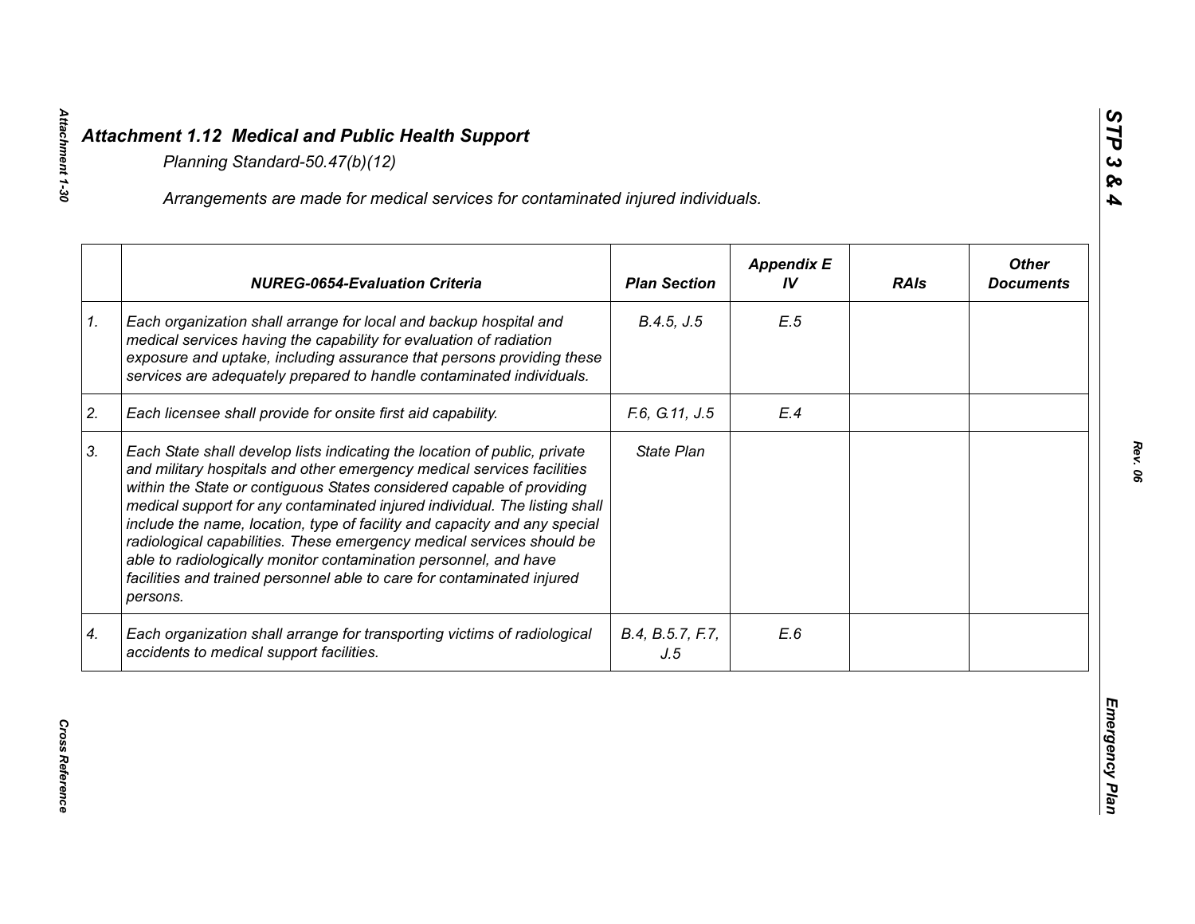## *Attachment 1.12 Medical and Public Health Support*

*Planning Standard-50.47(b)(12)*

*Arrangements are made for medical services for contaminated injured individuals.*

| | *NUREG-0654-Evaluation Criteria* | *Plan Section* | *Appendix E IV* | *RAIs* | *Other Documents* |
|---|---|---|---|---|---|
| *1.* | *Each organization shall arrange for local and backup hospital and medical services having the capability for evaluation of radiation exposure and uptake, including assurance that persons providing these services are adequately prepared to handle contaminated individuals.* | *B.4.5, J.5* | *E.5* | | |
| *2.* | *Each licensee shall provide for onsite first aid capability.* | *F.6, G.11, J.5* | *E.4* | | |
| *3.* | *Each State shall develop lists indicating the location of public, private and military hospitals and other emergency medical services facilities within the State or contiguous States considered capable of providing medical support for any contaminated injured individual. The listing shall include the name, location, type of facility and capacity and any special radiological capabilities. These emergency medical services should be able to radiologically monitor contamination personnel, and have facilities and trained personnel able to care for contaminated injured persons.* | *State Plan* | | | |
| *4.* | *Each organization shall arrange for transporting victims of radiological accidents to medical support facilities.* | *B.4, B.5.7, F.7, J.5* | *E.6* | | |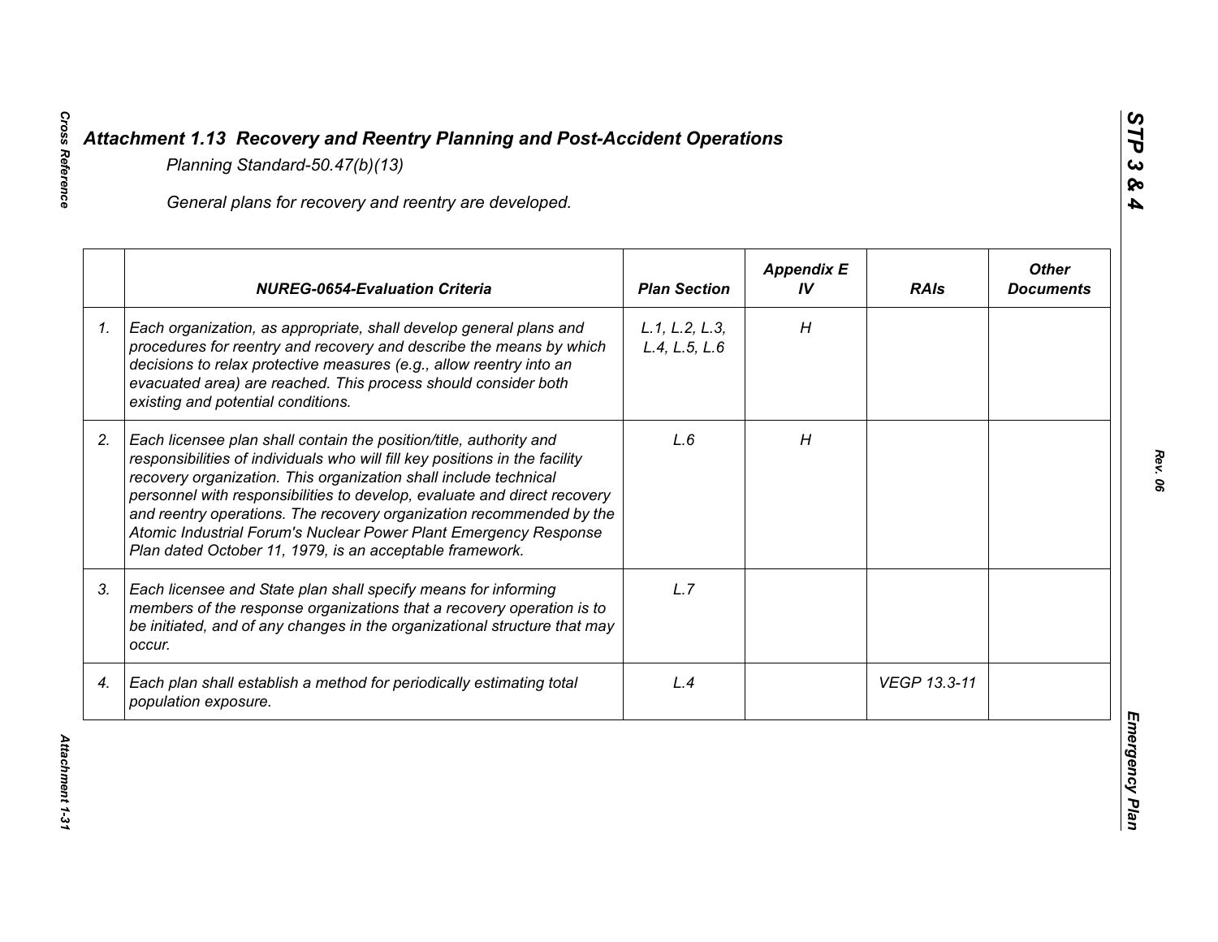# Attachment 1.13 Recovery and Reentry Planning and Post-Accident Operations

*Planning Standard-50.47(b)(13)*

*General plans for recovery and reentry are developed.*

| | NUREG-0654-Evaluation Criteria | Plan Section | Appendix E IV | RAIs | Other Documents |
|---|---|---|---|---|---|
| 1. | Each organization, as appropriate, shall develop general plans and procedures for reentry and recovery and describe the means by which decisions to relax protective measures (e.g., allow reentry into an evacuated area) are reached. This process should consider both existing and potential conditions. | L.1, L.2, L.3, L.4, L.5, L.6 | H | | |
| 2. | Each licensee plan shall contain the position/title, authority and responsibilities of individuals who will fill key positions in the facility recovery organization. This organization shall include technical personnel with responsibilities to develop, evaluate and direct recovery and reentry operations. The recovery organization recommended by the Atomic Industrial Forum's Nuclear Power Plant Emergency Response Plan dated October 11, 1979, is an acceptable framework. | L.6 | H | | |
| 3. | Each licensee and State plan shall specify means for informing members of the response organizations that a recovery operation is to be initiated, and of any changes in the organizational structure that may occur. | L.7 | | | |
| 4. | Each plan shall establish a method for periodically estimating total population exposure. | L.4 | | VEGP 13.3-11 | |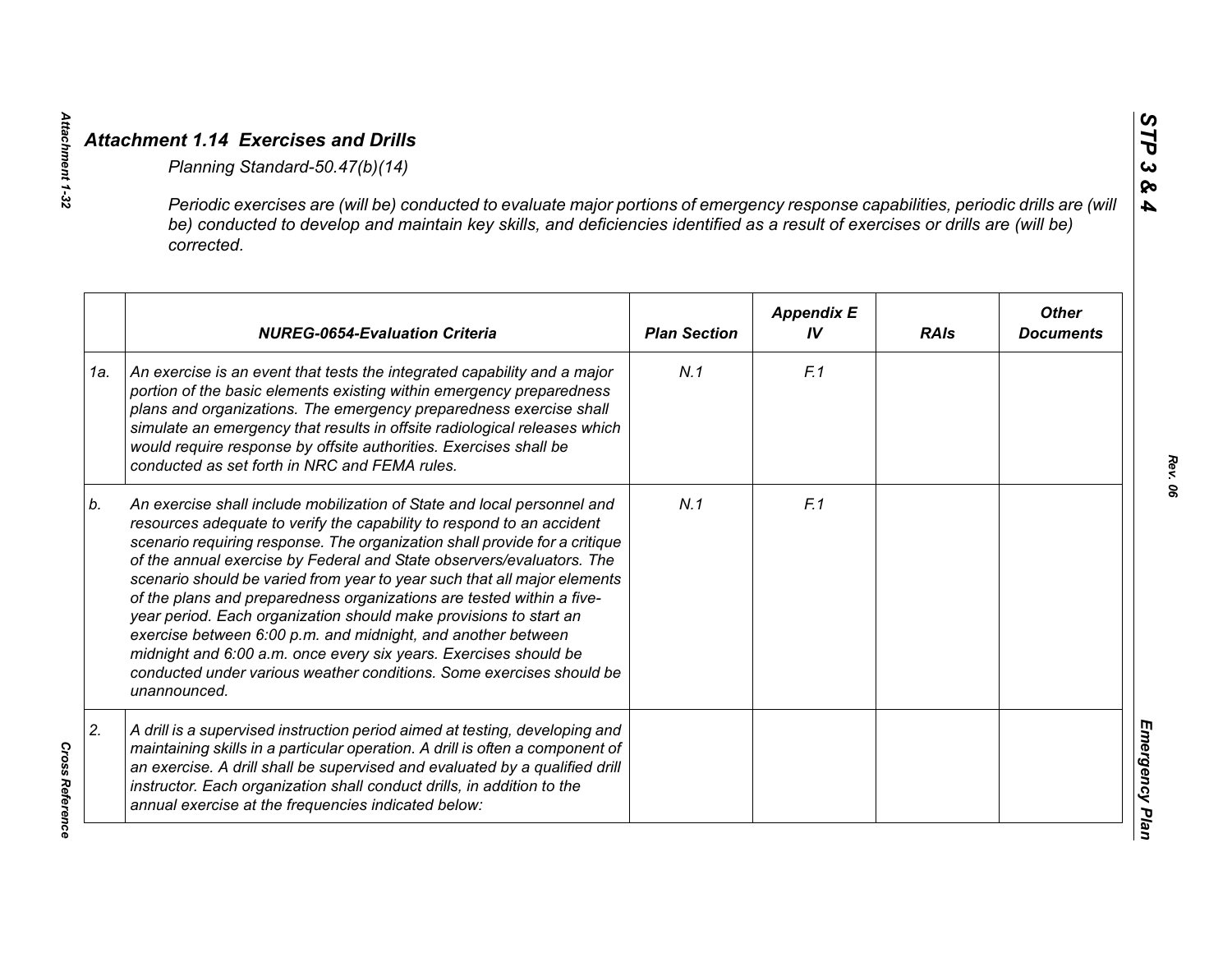## Attachment 1.14 Exercises and Drills

*Planning Standard-50.47(b)(14)*

*Periodic exercises are (will be) conducted to evaluate major portions of emergency response capabilities, periodic drills are (will be) conducted to develop and maintain key skills, and deficiencies identified as a result of exercises or drills are (will be) corrected.*

| | NUREG-0654-Evaluation Criteria | Plan Section | Appendix E IV | RAIs | Other Documents |
|---|---|---|---|---|---|
| 1a. | An exercise is an event that tests the integrated capability and a major portion of the basic elements existing within emergency preparedness plans and organizations. The emergency preparedness exercise shall simulate an emergency that results in offsite radiological releases which would require response by offsite authorities. Exercises shall be conducted as set forth in NRC and FEMA rules. | N.1 | F.1 | | |
| b. | An exercise shall include mobilization of State and local personnel and resources adequate to verify the capability to respond to an accident scenario requiring response. The organization shall provide for a critique of the annual exercise by Federal and State observers/evaluators. The scenario should be varied from year to year such that all major elements of the plans and preparedness organizations are tested within a five-year period. Each organization should make provisions to start an exercise between 6:00 p.m. and midnight, and another between midnight and 6:00 a.m. once every six years. Exercises should be conducted under various weather conditions. Some exercises should be unannounced. | N.1 | F.1 | | |
| 2. | A drill is a supervised instruction period aimed at testing, developing and maintaining skills in a particular operation. A drill is often a component of an exercise. A drill shall be supervised and evaluated by a qualified drill instructor. Each organization shall conduct drills, in addition to the annual exercise at the frequencies indicated below: | | | | |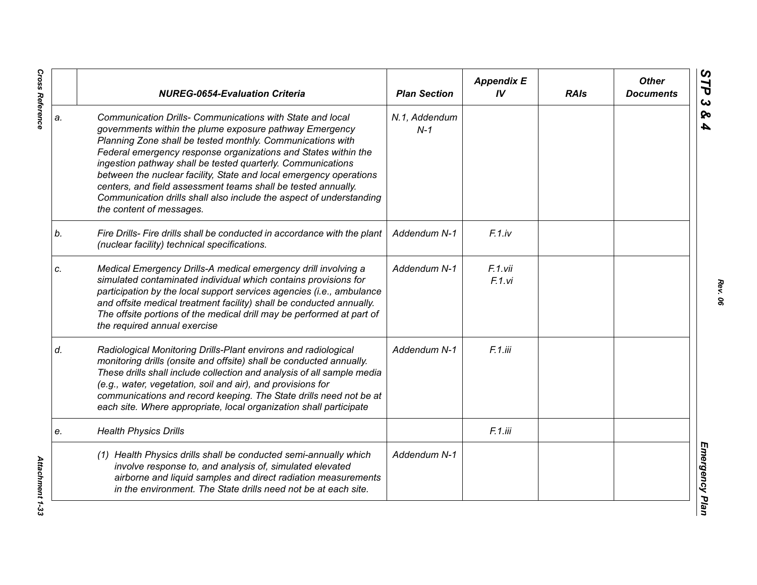| | NUREG-0654-Evaluation Criteria | Plan Section | Appendix E IV | RAIs | Other Documents |
|---|---|---|---|---|---|
| a. | *Communication Drills- Communications with State and local governments within the plume exposure pathway Emergency Planning Zone shall be tested monthly. Communications with Federal emergency response organizations and States within the ingestion pathway shall be tested quarterly. Communications between the nuclear facility, State and local emergency operations centers, and field assessment teams shall be tested annually. Communication drills shall also include the aspect of understanding the content of messages.* | *N.1, Addendum N-1* | | | |
| b. | *Fire Drills- Fire drills shall be conducted in accordance with the plant (nuclear facility) technical specifications.* | *Addendum N-1* | *F.1.iv* | | |
| c. | *Medical Emergency Drills-A medical emergency drill involving a simulated contaminated individual which contains provisions for participation by the local support services agencies (i.e., ambulance and offsite medical treatment facility) shall be conducted annually. The offsite portions of the medical drill may be performed at part of the required annual exercise* | *Addendum N-1* | *F.1.vii F.1.vi* | | |
| d. | *Radiological Monitoring Drills-Plant environs and radiological monitoring drills (onsite and offsite) shall be conducted annually. These drills shall include collection and analysis of all sample media (e.g., water, vegetation, soil and air), and provisions for communications and record keeping. The State drills need not be at each site. Where appropriate, local organization shall participate* | *Addendum N-1* | *F.1.iii* | | |
| e. | *Health Physics Drills* | | *F.1.iii* | | |
| | *(1) Health Physics drills shall be conducted semi-annually which involve response to, and analysis of, simulated elevated airborne and liquid samples and direct radiation measurements in the environment. The State drills need not be at each site.* | *Addendum N-1* | | | |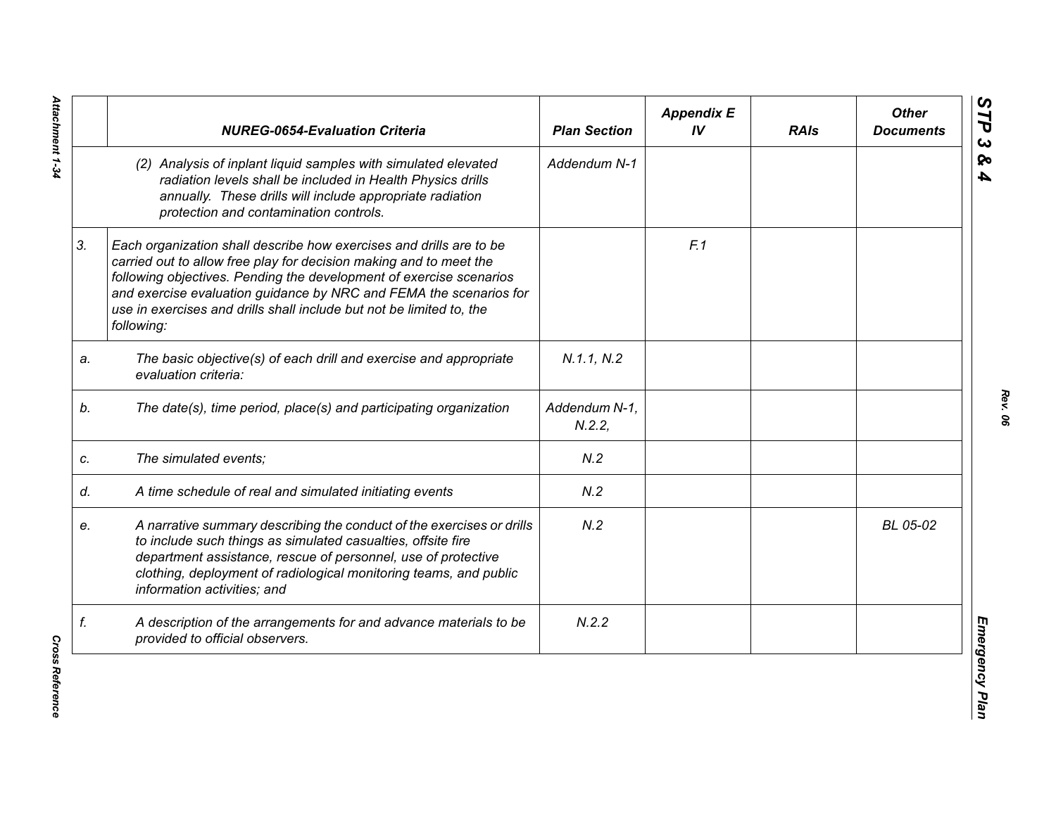| | NUREG-0654-Evaluation Criteria | Plan Section | Appendix E IV | RAIs | Other Documents |
|---|---|---|---|---|---|
| | (2) Analysis of inplant liquid samples with simulated elevated radiation levels shall be included in Health Physics drills annually. These drills will include appropriate radiation protection and contamination controls. | Addendum N-1 | | | |
| 3. | Each organization shall describe how exercises and drills are to be carried out to allow free play for decision making and to meet the following objectives. Pending the development of exercise scenarios and exercise evaluation guidance by NRC and FEMA the scenarios for use in exercises and drills shall include but not be limited to, the following: | | F.1 | | |
| a. | The basic objective(s) of each drill and exercise and appropriate evaluation criteria: | N.1.1, N.2 | | | |
| b. | The date(s), time period, place(s) and participating organization | Addendum N-1, N.2.2, | | | |
| c. | The simulated events; | N.2 | | | |
| d. | A time schedule of real and simulated initiating events | N.2 | | | |
| e. | A narrative summary describing the conduct of the exercises or drills to include such things as simulated casualties, offsite fire department assistance, rescue of personnel, use of protective clothing, deployment of radiological monitoring teams, and public information activities; and | N.2 | | | BL 05-02 |
| f. | A description of the arrangements for and advance materials to be provided to official observers. | N.2.2 | | | |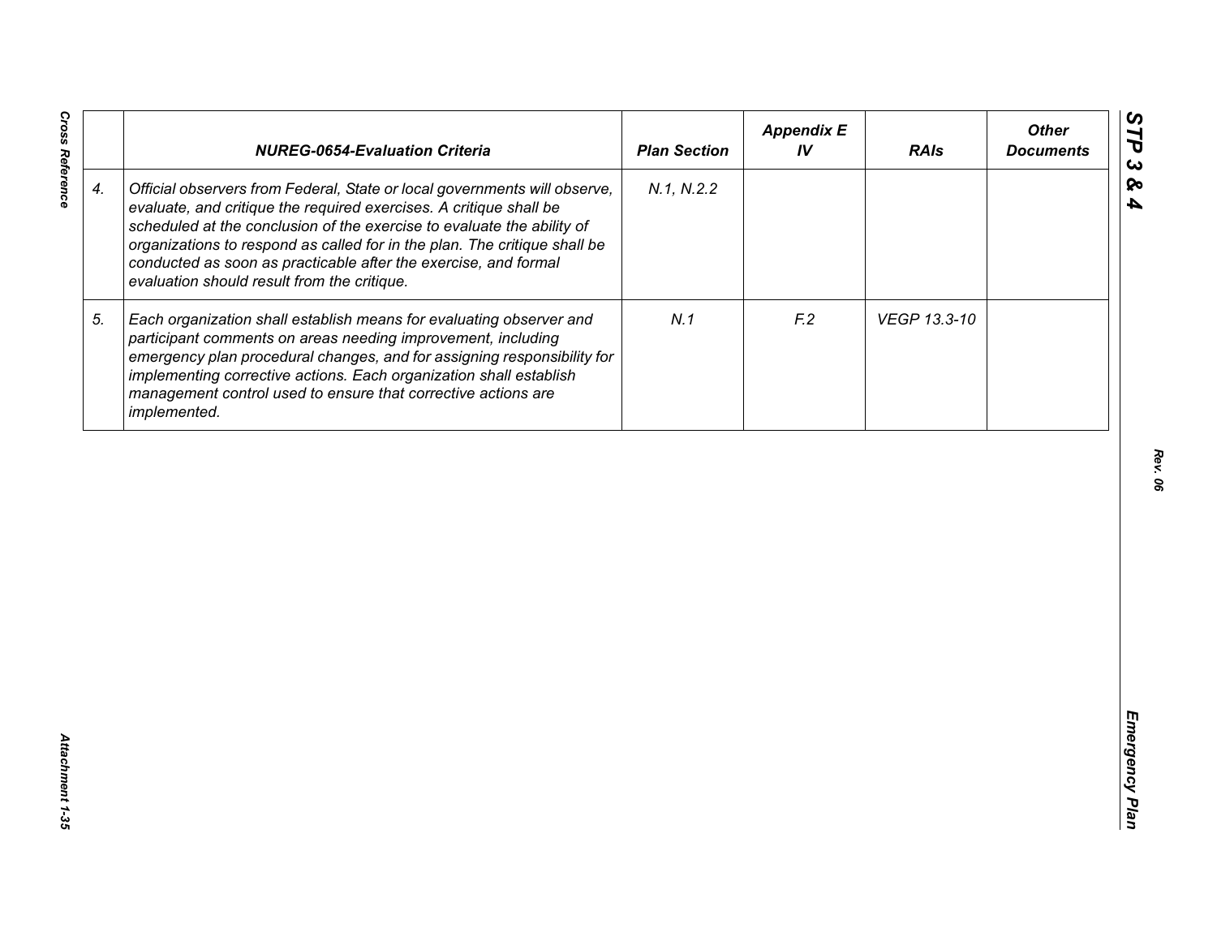| | NUREG-0654-Evaluation Criteria | Plan Section | Appendix E IV | RAIs | Other Documents |
|---|---|---|---|---|---|
| 4. | *Official observers from Federal, State or local governments will observe, evaluate, and critique the required exercises. A critique shall be scheduled at the conclusion of the exercise to evaluate the ability of organizations to respond as called for in the plan. The critique shall be conducted as soon as practicable after the exercise, and formal evaluation should result from the critique.* | N.1, N.2.2 | | | |
| 5. | *Each organization shall establish means for evaluating observer and participant comments on areas needing improvement, including emergency plan procedural changes, and for assigning responsibility for implementing corrective actions. Each organization shall establish management control used to ensure that corrective actions are implemented.* | N.1 | F.2 | VEGP 13.3-10 | |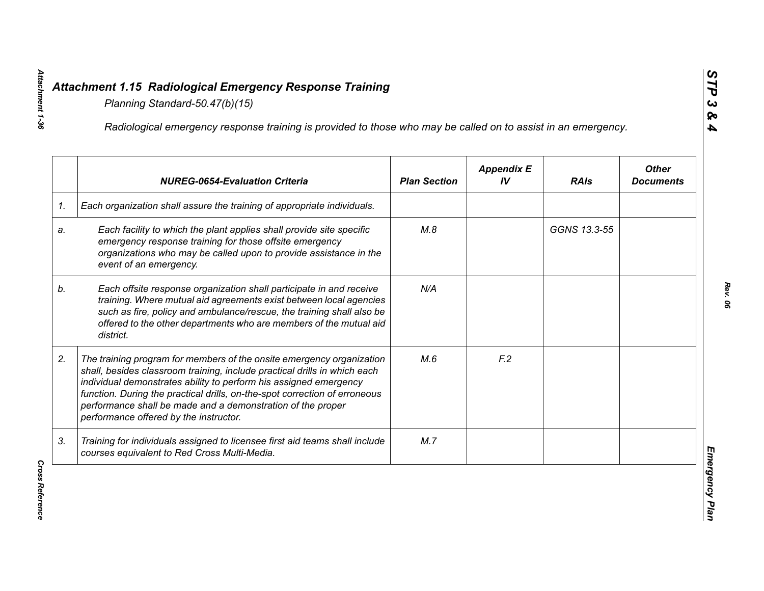# Attachment 1.15 Radiological Emergency Response Training

*Planning Standard-50.47(b)(15)*

*Radiological emergency response training is provided to those who may be called on to assist in an emergency.*

| | NUREG-0654-Evaluation Criteria | Plan Section | Appendix E IV | RAIs | Other Documents |
|---|---|---|---|---|---|
| 1. | Each organization shall assure the training of appropriate individuals. | | | | |
| a. | Each facility to which the plant applies shall provide site specific emergency response training for those offsite emergency organizations who may be called upon to provide assistance in the event of an emergency. | M.8 | | GGNS 13.3-55 | |
| b. | Each offsite response organization shall participate in and receive training. Where mutual aid agreements exist between local agencies such as fire, policy and ambulance/rescue, the training shall also be offered to the other departments who are members of the mutual aid district. | N/A | | | |
| 2. | The training program for members of the onsite emergency organization shall, besides classroom training, include practical drills in which each individual demonstrates ability to perform his assigned emergency function. During the practical drills, on-the-spot correction of erroneous performance shall be made and a demonstration of the proper performance offered by the instructor. | M.6 | F.2 | | |
| 3. | Training for individuals assigned to licensee first aid teams shall include courses equivalent to Red Cross Multi-Media. | M.7 | | | |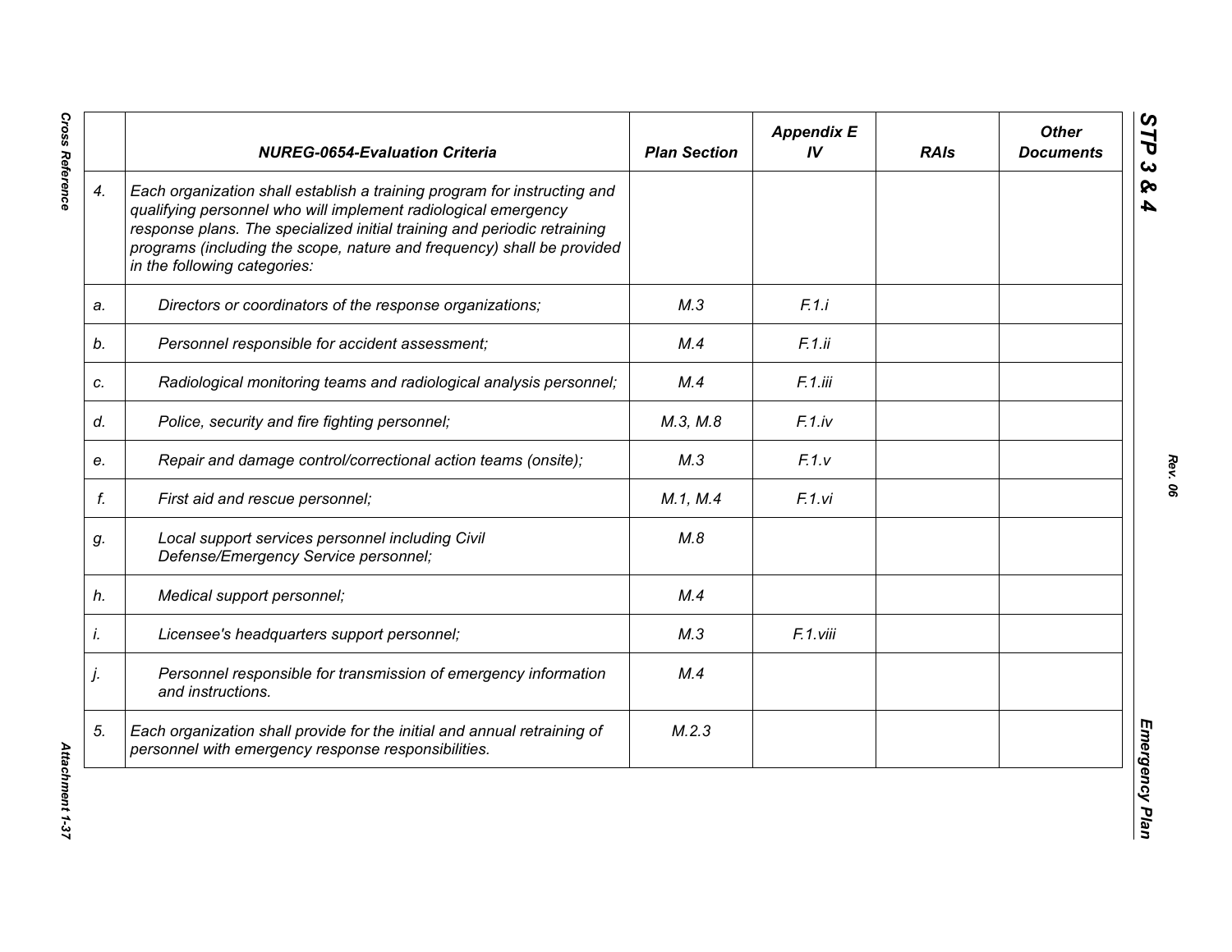| | NUREG-0654-Evaluation Criteria | Plan Section | Appendix E IV | RAIs | Other Documents |
|---|---|---|---|---|---|
| 4. | *Each organization shall establish a training program for instructing and qualifying personnel who will implement radiological emergency response plans. The specialized initial training and periodic retraining programs (including the scope, nature and frequency) shall be provided in the following categories:* | | | | |
| a. | *Directors or coordinators of the response organizations;* | M.3 | F.1.i | | |
| b. | *Personnel responsible for accident assessment;* | M.4 | F.1.ii | | |
| c. | *Radiological monitoring teams and radiological analysis personnel;* | M.4 | F.1.iii | | |
| d. | *Police, security and fire fighting personnel;* | M.3, M.8 | F.1.iv | | |
| e. | *Repair and damage control/correctional action teams (onsite);* | M.3 | F.1.v | | |
| f. | *First aid and rescue personnel;* | M.1, M.4 | F.1.vi | | |
| g. | *Local support services personnel including Civil Defense/Emergency Service personnel;* | M.8 | | | |
| h. | *Medical support personnel;* | M.4 | | | |
| i. | *Licensee's headquarters support personnel;* | M.3 | F.1.viii | | |
| j. | *Personnel responsible for transmission of emergency information and instructions.* | M.4 | | | |
| 5. | *Each organization shall provide for the initial and annual retraining of personnel with emergency response responsibilities.* | M.2.3 | | | |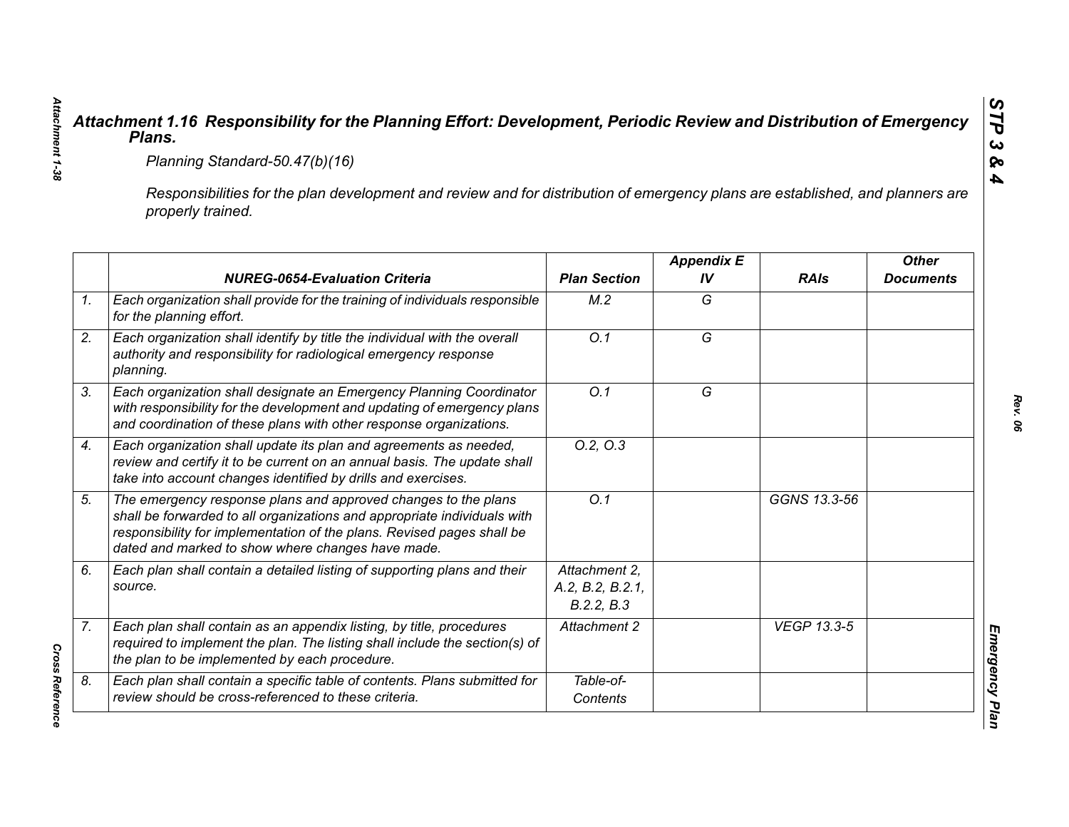# *Attachment 1.16 Responsibility for the Planning Effort: Development, Periodic Review and Distribution of Emergency Plans.*

*Planning Standard-50.47(b)(16)*

*Responsibilities for the plan development and review and for distribution of emergency plans are established, and planners are properly trained.*

| | *NUREG-0654-Evaluation Criteria* | *Plan Section* | *Appendix E IV* | *RAIs* | *Other Documents* |
|---|---|---|---|---|---|
| *1.* | *Each organization shall provide for the training of individuals responsible for the planning effort.* | *M.2* | *G* | | |
| *2.* | *Each organization shall identify by title the individual with the overall authority and responsibility for radiological emergency response planning.* | *O.1* | *G* | | |
| *3.* | *Each organization shall designate an Emergency Planning Coordinator with responsibility for the development and updating of emergency plans and coordination of these plans with other response organizations.* | *O.1* | *G* | | |
| *4.* | *Each organization shall update its plan and agreements as needed, review and certify it to be current on an annual basis. The update shall take into account changes identified by drills and exercises.* | *O.2, O.3* | | | |
| *5.* | *The emergency response plans and approved changes to the plans shall be forwarded to all organizations and appropriate individuals with responsibility for implementation of the plans. Revised pages shall be dated and marked to show where changes have made.* | *O.1* | | *GGNS 13.3-56* | |
| *6.* | *Each plan shall contain a detailed listing of supporting plans and their source.* | *Attachment 2, A.2, B.2, B.2.1, B.2.2, B.3* | | | |
| *7.* | *Each plan shall contain as an appendix listing, by title, procedures required to implement the plan. The listing shall include the section(s) of the plan to be implemented by each procedure.* | *Attachment 2* | | *VEGP 13.3-5* | |
| *8.* | *Each plan shall contain a specific table of contents. Plans submitted for review should be cross-referenced to these criteria.* | *Table-of-Contents* | | | |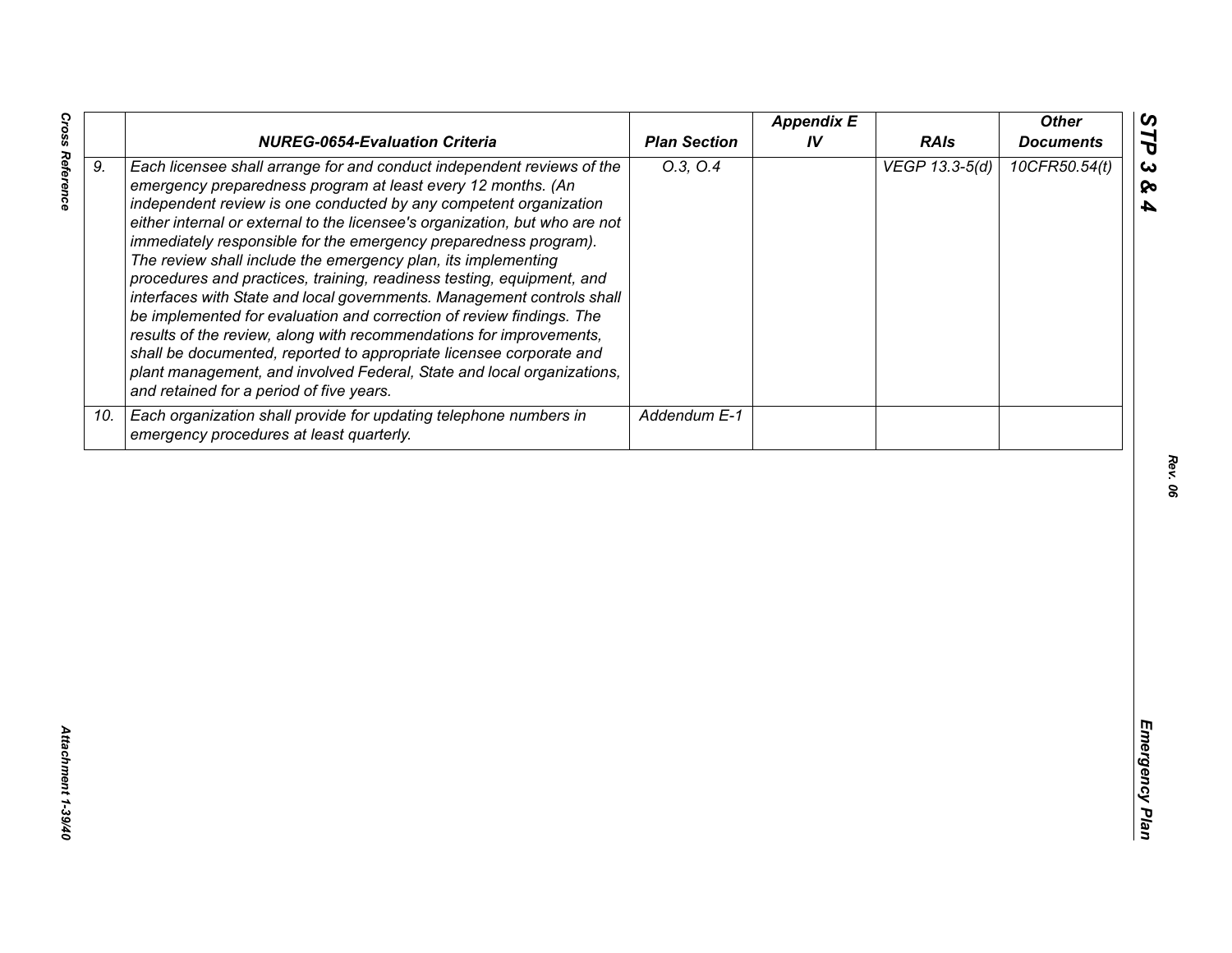| | NUREG-0654-Evaluation Criteria | Plan Section | Appendix E IV | RAIs | Other Documents |
|---|---|---|---|---|---|
| 9. | *Each licensee shall arrange for and conduct independent reviews of the emergency preparedness program at least every 12 months. (An independent review is one conducted by any competent organization either internal or external to the licensee's organization, but who are not immediately responsible for the emergency preparedness program). The review shall include the emergency plan, its implementing procedures and practices, training, readiness testing, equipment, and interfaces with State and local governments. Management controls shall be implemented for evaluation and correction of review findings. The results of the review, along with recommendations for improvements, shall be documented, reported to appropriate licensee corporate and plant management, and involved Federal, State and local organizations, and retained for a period of five years.* | O.3, O.4 | | VEGP 13.3-5(d) | 10CFR50.54(t) |
| 10. | *Each organization shall provide for updating telephone numbers in emergency procedures at least quarterly.* | Addendum E-1 | | | |